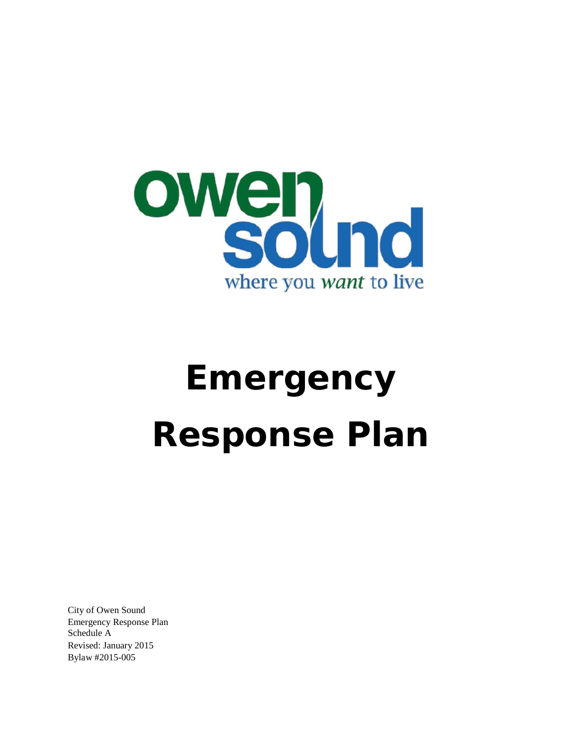owen sound

where you *want* to live

# Emergency Response Plan

City of Owen Sound
Emergency Response Plan
Schedule A
Revised: January 2015
Bylaw #2015-005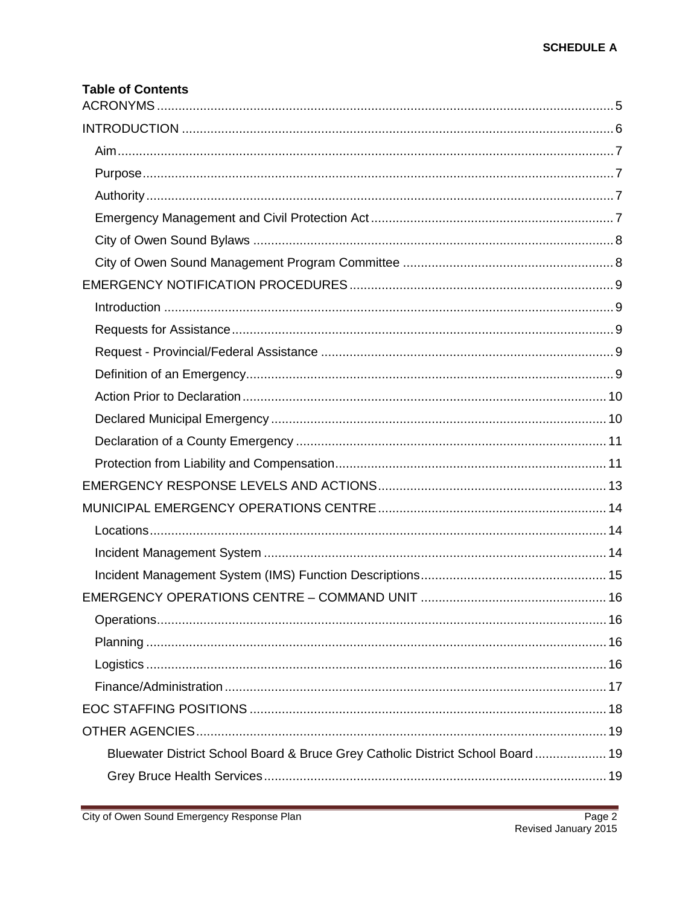**SCHEDULE A**

**Table of Contents**

ACRONYMS ..... 5

INTRODUCTION ..... 6

- Aim ..... 7
- Purpose ..... 7
- Authority ..... 7
- Emergency Management and Civil Protection Act ..... 7
- City of Owen Sound Bylaws ..... 8
- City of Owen Sound Management Program Committee ..... 8

EMERGENCY NOTIFICATION PROCEDURES ..... 9

- Introduction ..... 9
- Requests for Assistance ..... 9
- Request - Provincial/Federal Assistance ..... 9
- Definition of an Emergency ..... 9
- Action Prior to Declaration ..... 10
- Declared Municipal Emergency ..... 10
- Declaration of a County Emergency ..... 11
- Protection from Liability and Compensation ..... 11

EMERGENCY RESPONSE LEVELS AND ACTIONS ..... 13

MUNICIPAL EMERGENCY OPERATIONS CENTRE ..... 14

- Locations ..... 14
- Incident Management System ..... 14
- Incident Management System (IMS) Function Descriptions ..... 15

EMERGENCY OPERATIONS CENTRE – COMMAND UNIT ..... 16

- Operations ..... 16
- Planning ..... 16
- Logistics ..... 16
- Finance/Administration ..... 17

EOC STAFFING POSITIONS ..... 18

OTHER AGENCIES ..... 19

- Bluewater District School Board & Bruce Grey Catholic District School Board ..... 19
- Grey Bruce Health Services ..... 19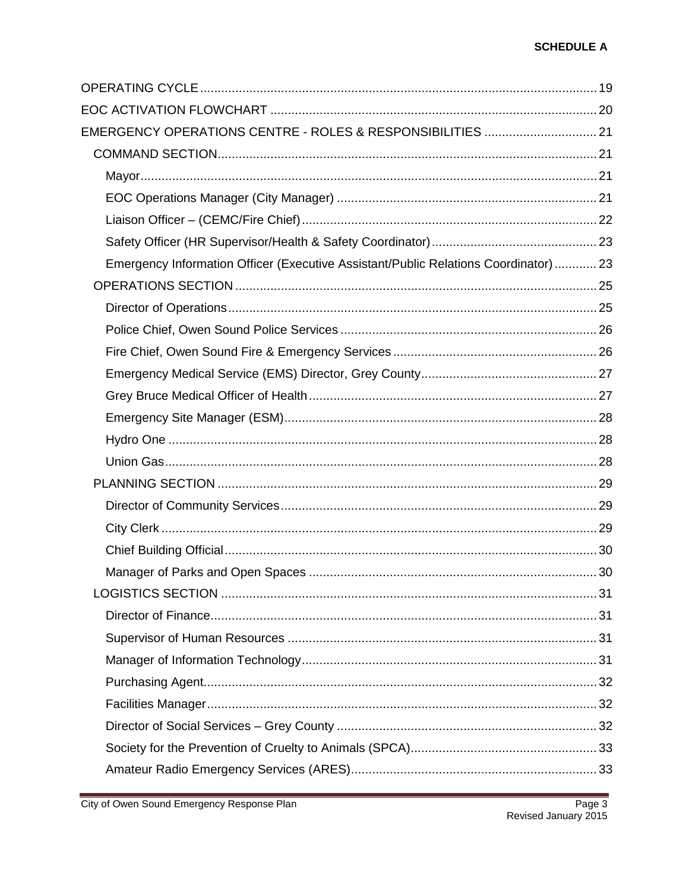**SCHEDULE A**

- OPERATING CYCLE ........ 19
- EOC ACTIVATION FLOWCHART ........ 20
- EMERGENCY OPERATIONS CENTRE - ROLES & RESPONSIBILITIES ........ 21
  - COMMAND SECTION ........ 21
    - Mayor ........ 21
    - EOC Operations Manager (City Manager) ........ 21
    - Liaison Officer – (CEMC/Fire Chief) ........ 22
    - Safety Officer (HR Supervisor/Health & Safety Coordinator) ........ 23
    - Emergency Information Officer (Executive Assistant/Public Relations Coordinator) ........ 23
  - OPERATIONS SECTION ........ 25
    - Director of Operations ........ 25
    - Police Chief, Owen Sound Police Services ........ 26
    - Fire Chief, Owen Sound Fire & Emergency Services ........ 26
    - Emergency Medical Service (EMS) Director, Grey County ........ 27
    - Grey Bruce Medical Officer of Health ........ 27
    - Emergency Site Manager (ESM) ........ 28
    - Hydro One ........ 28
    - Union Gas ........ 28
  - PLANNING SECTION ........ 29
    - Director of Community Services ........ 29
    - City Clerk ........ 29
    - Chief Building Official ........ 30
    - Manager of Parks and Open Spaces ........ 30
  - LOGISTICS SECTION ........ 31
    - Director of Finance ........ 31
    - Supervisor of Human Resources ........ 31
    - Manager of Information Technology ........ 31
    - Purchasing Agent ........ 32
    - Facilities Manager ........ 32
    - Director of Social Services – Grey County ........ 32
    - Society for the Prevention of Cruelty to Animals (SPCA) ........ 33
    - Amateur Radio Emergency Services (ARES) ........ 33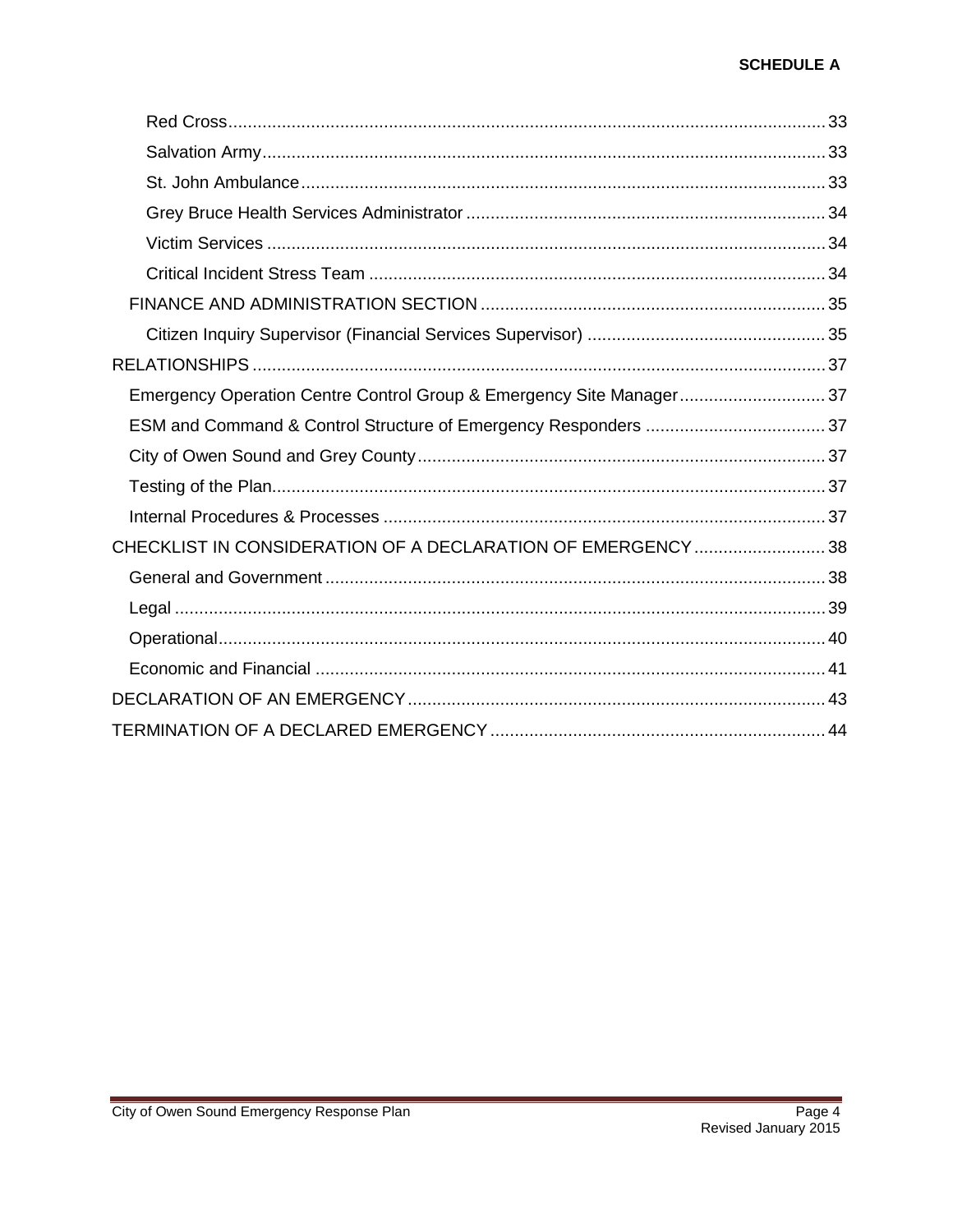Red Cross ........................................................................ 33
Salvation Army ................................................................. 33
St. John Ambulance ........................................................... 33
Grey Bruce Health Services Administrator ......................... 34
Victim Services ................................................................. 34
Critical Incident Stress Team ............................................ 34

FINANCE AND ADMINISTRATION SECTION ........................ 35

Citizen Inquiry Supervisor (Financial Services Supervisor) ..... 35

RELATIONSHIPS ................................................................. 37

Emergency Operation Centre Control Group & Emergency Site Manager ..... 37
ESM and Command & Control Structure of Emergency Responders ..... 37
City of Owen Sound and Grey County ...................................... 37
Testing of the Plan ............................................................... 37
Internal Procedures & Processes ........................................... 37

CHECKLIST IN CONSIDERATION OF A DECLARATION OF EMERGENCY ..... 38

General and Government ...................................................... 38
Legal .................................................................................. 39
Operational ......................................................................... 40
Economic and Financial ........................................................ 41

DECLARATION OF AN EMERGENCY ........................................ 43

TERMINATION OF A DECLARED EMERGENCY ........................... 44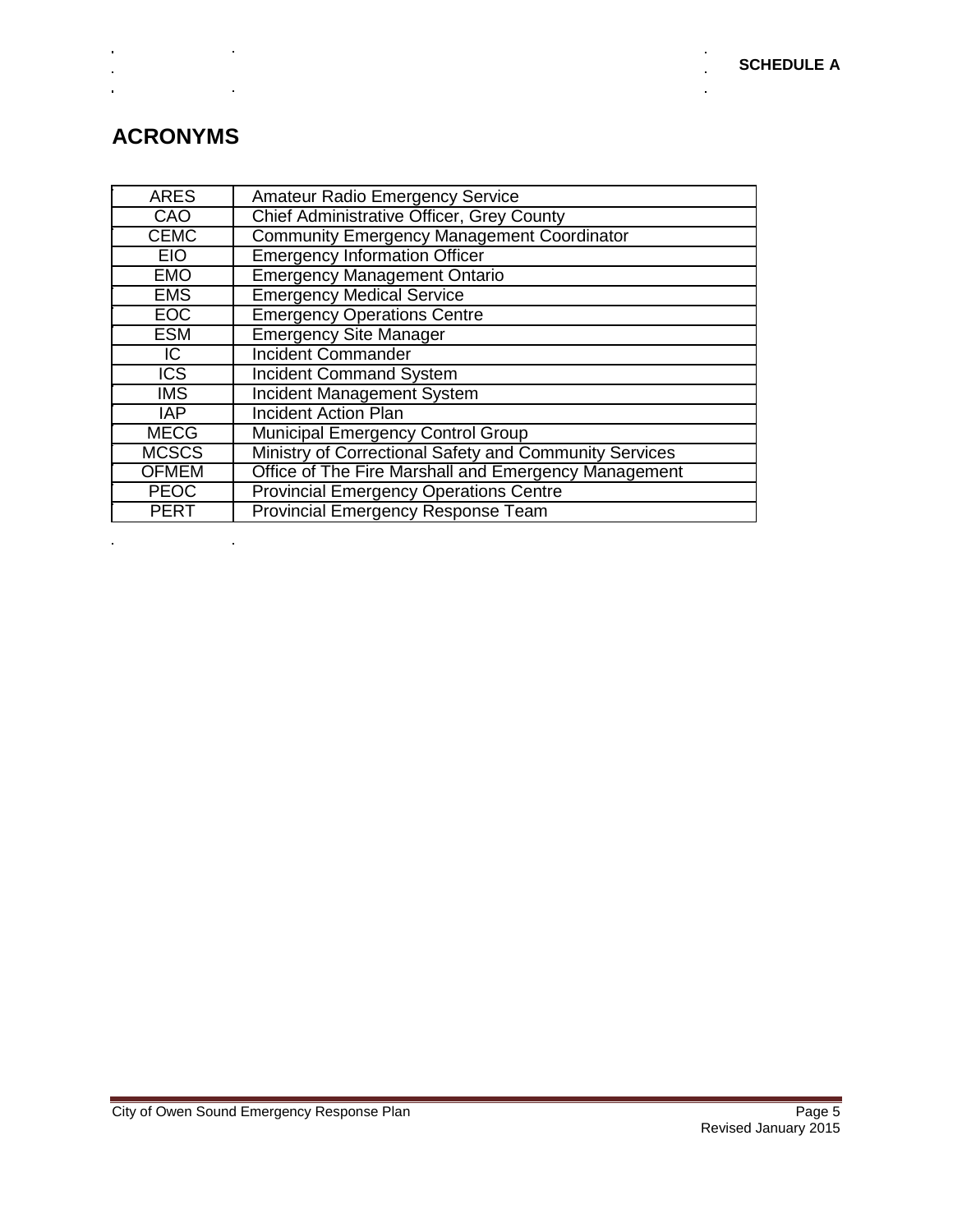**SCHEDULE A**

# ACRONYMS

| ARES | Amateur Radio Emergency Service |
|---|---|
| CAO | Chief Administrative Officer, Grey County |
| CEMC | Community Emergency Management Coordinator |
| EIO | Emergency Information Officer |
| EMO | Emergency Management Ontario |
| EMS | Emergency Medical Service |
| EOC | Emergency Operations Centre |
| ESM | Emergency Site Manager |
| IC | Incident Commander |
| ICS | Incident Command System |
| IMS | Incident Management System |
| IAP | Incident Action Plan |
| MECG | Municipal Emergency Control Group |
| MCSCS | Ministry of Correctional Safety and Community Services |
| OFMEM | Office of The Fire Marshall and Emergency Management |
| PEOC | Provincial Emergency Operations Centre |
| PERT | Provincial Emergency Response Team |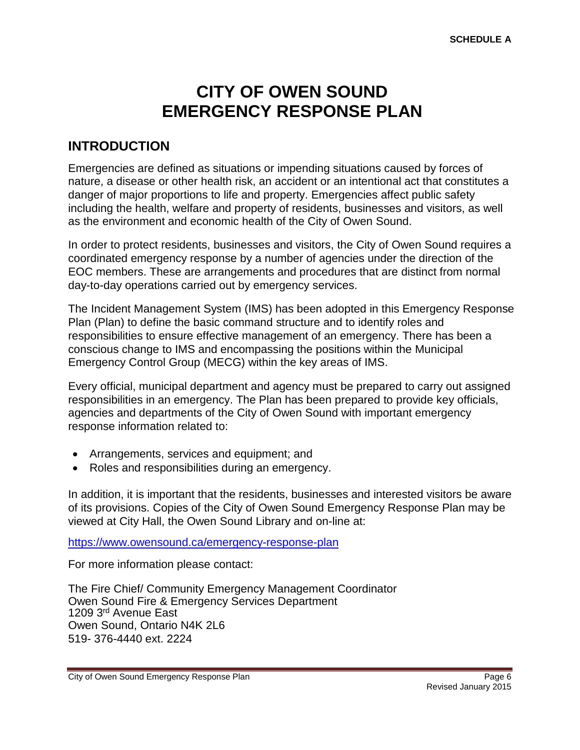**SCHEDULE A**

# CITY OF OWEN SOUND EMERGENCY RESPONSE PLAN

## INTRODUCTION

Emergencies are defined as situations or impending situations caused by forces of nature, a disease or other health risk, an accident or an intentional act that constitutes a danger of major proportions to life and property. Emergencies affect public safety including the health, welfare and property of residents, businesses and visitors, as well as the environment and economic health of the City of Owen Sound.

In order to protect residents, businesses and visitors, the City of Owen Sound requires a coordinated emergency response by a number of agencies under the direction of the EOC members. These are arrangements and procedures that are distinct from normal day-to-day operations carried out by emergency services.

The Incident Management System (IMS) has been adopted in this Emergency Response Plan (Plan) to define the basic command structure and to identify roles and responsibilities to ensure effective management of an emergency. There has been a conscious change to IMS and encompassing the positions within the Municipal Emergency Control Group (MECG) within the key areas of IMS.

Every official, municipal department and agency must be prepared to carry out assigned responsibilities in an emergency. The Plan has been prepared to provide key officials, agencies and departments of the City of Owen Sound with important emergency response information related to:

- Arrangements, services and equipment; and
- Roles and responsibilities during an emergency.

In addition, it is important that the residents, businesses and interested visitors be aware of its provisions. Copies of the City of Owen Sound Emergency Response Plan may be viewed at City Hall, the Owen Sound Library and on-line at:

https://www.owensound.ca/emergency-response-plan

For more information please contact:

The Fire Chief/ Community Emergency Management Coordinator
Owen Sound Fire & Emergency Services Department
1209 3rd Avenue East
Owen Sound, Ontario N4K 2L6
519- 376-4440 ext. 2224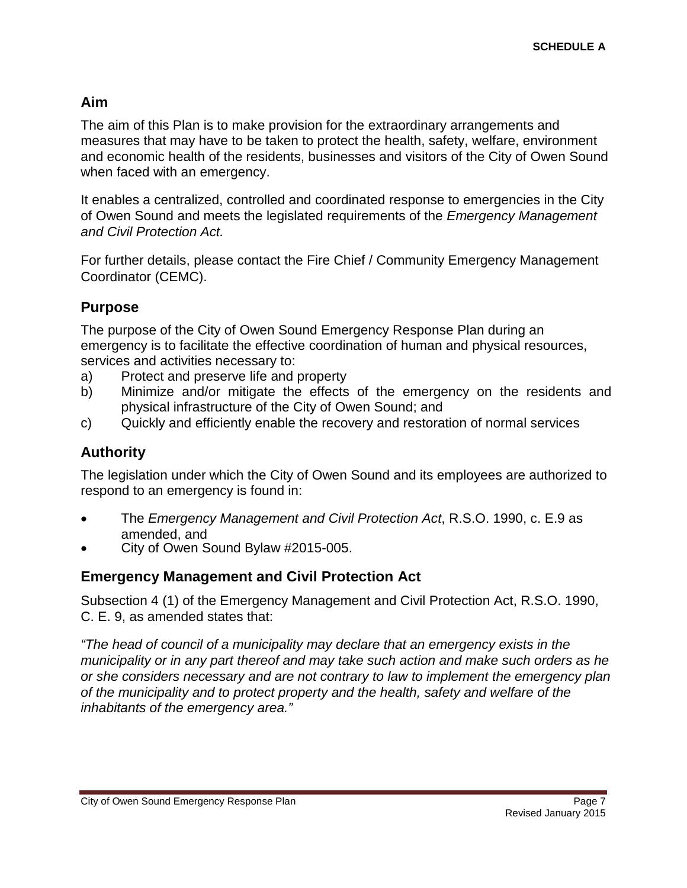**SCHEDULE A**

## Aim

The aim of this Plan is to make provision for the extraordinary arrangements and measures that may have to be taken to protect the health, safety, welfare, environment and economic health of the residents, businesses and visitors of the City of Owen Sound when faced with an emergency.

It enables a centralized, controlled and coordinated response to emergencies in the City of Owen Sound and meets the legislated requirements of the *Emergency Management and Civil Protection Act.*

For further details, please contact the Fire Chief / Community Emergency Management Coordinator (CEMC).

## Purpose

The purpose of the City of Owen Sound Emergency Response Plan during an emergency is to facilitate the effective coordination of human and physical resources, services and activities necessary to:

a) Protect and preserve life and property
b) Minimize and/or mitigate the effects of the emergency on the residents and physical infrastructure of the City of Owen Sound; and
c) Quickly and efficiently enable the recovery and restoration of normal services

## Authority

The legislation under which the City of Owen Sound and its employees are authorized to respond to an emergency is found in:

- The *Emergency Management and Civil Protection Act*, R.S.O. 1990, c. E.9 as amended, and
- City of Owen Sound Bylaw #2015-005.

## Emergency Management and Civil Protection Act

Subsection 4 (1) of the Emergency Management and Civil Protection Act, R.S.O. 1990, C. E. 9, as amended states that:

*"The head of council of a municipality may declare that an emergency exists in the municipality or in any part thereof and may take such action and make such orders as he or she considers necessary and are not contrary to law to implement the emergency plan of the municipality and to protect property and the health, safety and welfare of the inhabitants of the emergency area."*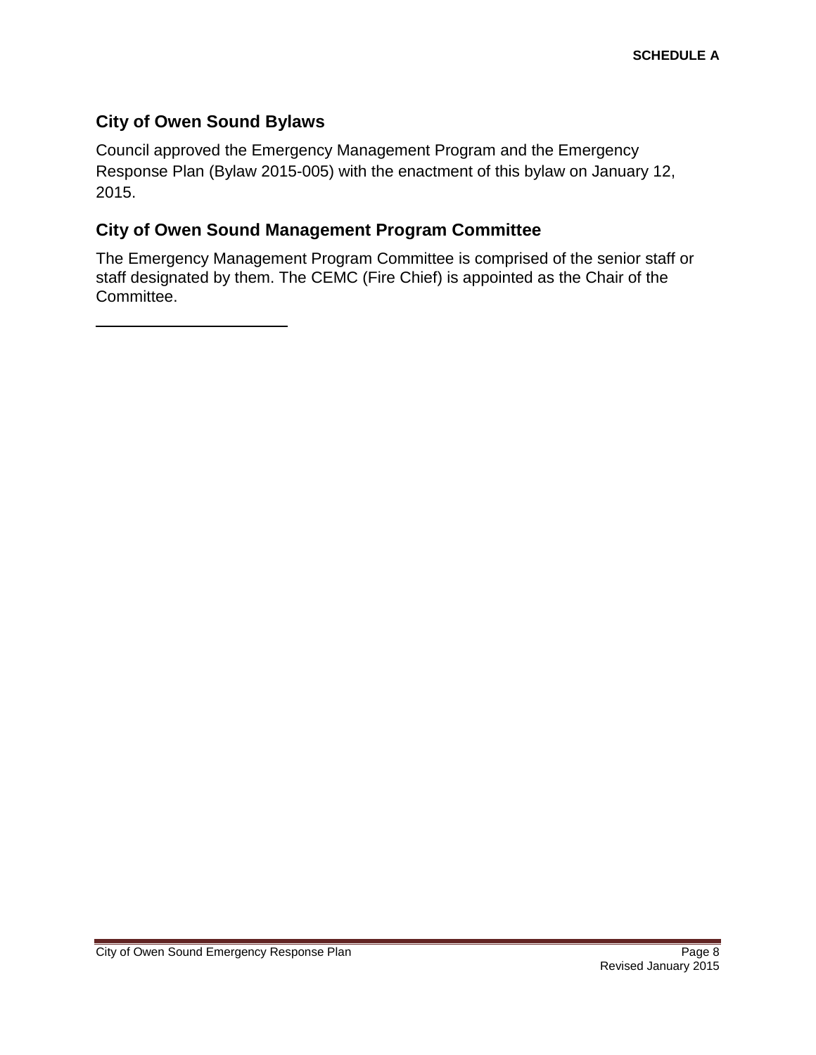**SCHEDULE A**

## City of Owen Sound Bylaws

Council approved the Emergency Management Program and the Emergency Response Plan (Bylaw 2015-005) with the enactment of this bylaw on January 12, 2015.

## City of Owen Sound Management Program Committee

The Emergency Management Program Committee is comprised of the senior staff or staff designated by them. The CEMC (Fire Chief) is appointed as the Chair of the Committee.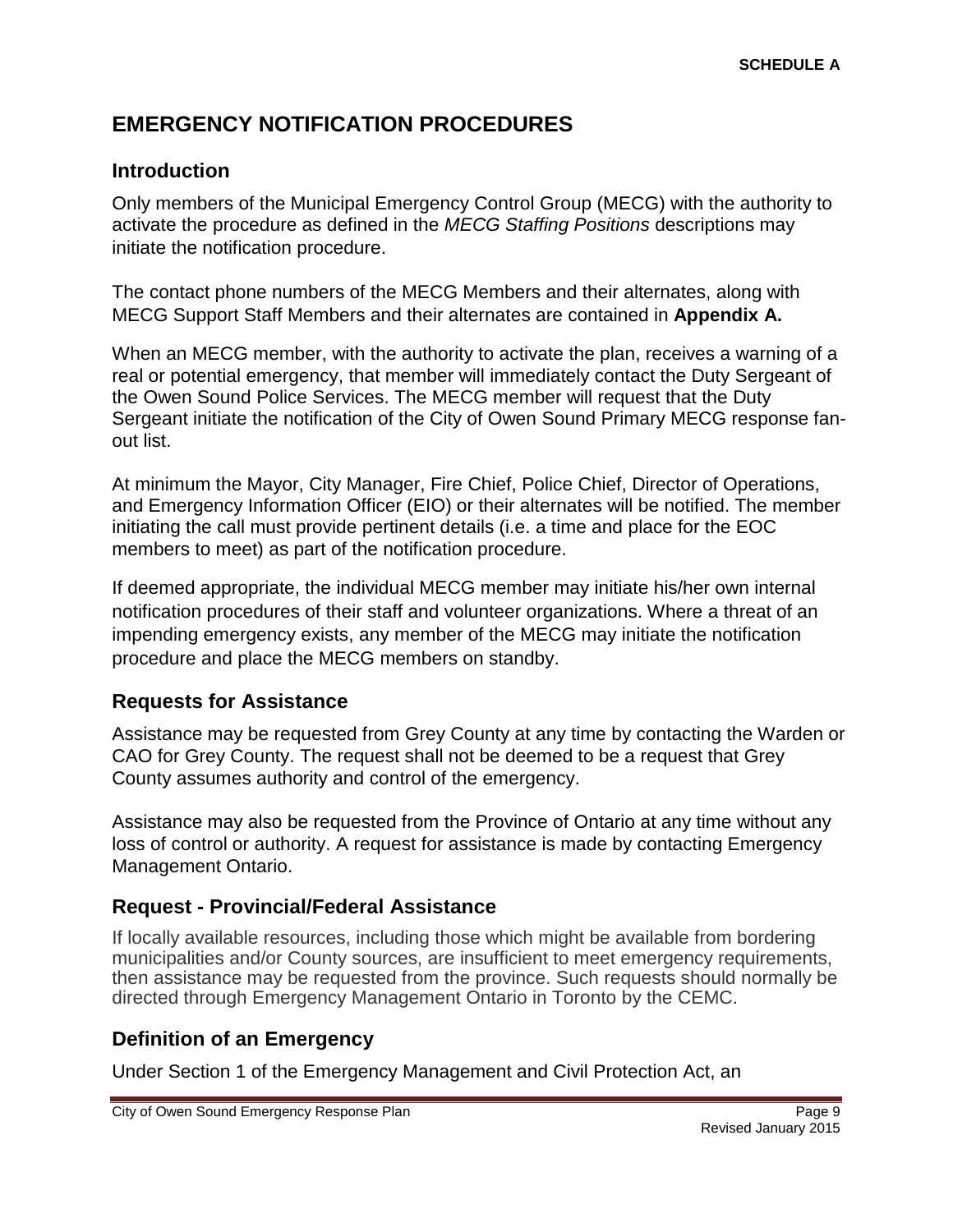SCHEDULE A

# EMERGENCY NOTIFICATION PROCEDURES

## Introduction

Only members of the Municipal Emergency Control Group (MECG) with the authority to activate the procedure as defined in the *MECG Staffing Positions* descriptions may initiate the notification procedure.

The contact phone numbers of the MECG Members and their alternates, along with MECG Support Staff Members and their alternates are contained in **Appendix A.**

When an MECG member, with the authority to activate the plan, receives a warning of a real or potential emergency, that member will immediately contact the Duty Sergeant of the Owen Sound Police Services. The MECG member will request that the Duty Sergeant initiate the notification of the City of Owen Sound Primary MECG response fan-out list.

At minimum the Mayor, City Manager, Fire Chief, Police Chief, Director of Operations, and Emergency Information Officer (EIO) or their alternates will be notified. The member initiating the call must provide pertinent details (i.e. a time and place for the EOC members to meet) as part of the notification procedure.

If deemed appropriate, the individual MECG member may initiate his/her own internal notification procedures of their staff and volunteer organizations. Where a threat of an impending emergency exists, any member of the MECG may initiate the notification procedure and place the MECG members on standby.

## Requests for Assistance

Assistance may be requested from Grey County at any time by contacting the Warden or CAO for Grey County. The request shall not be deemed to be a request that Grey County assumes authority and control of the emergency.

Assistance may also be requested from the Province of Ontario at any time without any loss of control or authority. A request for assistance is made by contacting Emergency Management Ontario.

## Request - Provincial/Federal Assistance

If locally available resources, including those which might be available from bordering municipalities and/or County sources, are insufficient to meet emergency requirements, then assistance may be requested from the province. Such requests should normally be directed through Emergency Management Ontario in Toronto by the CEMC.

## Definition of an Emergency

Under Section 1 of the Emergency Management and Civil Protection Act, an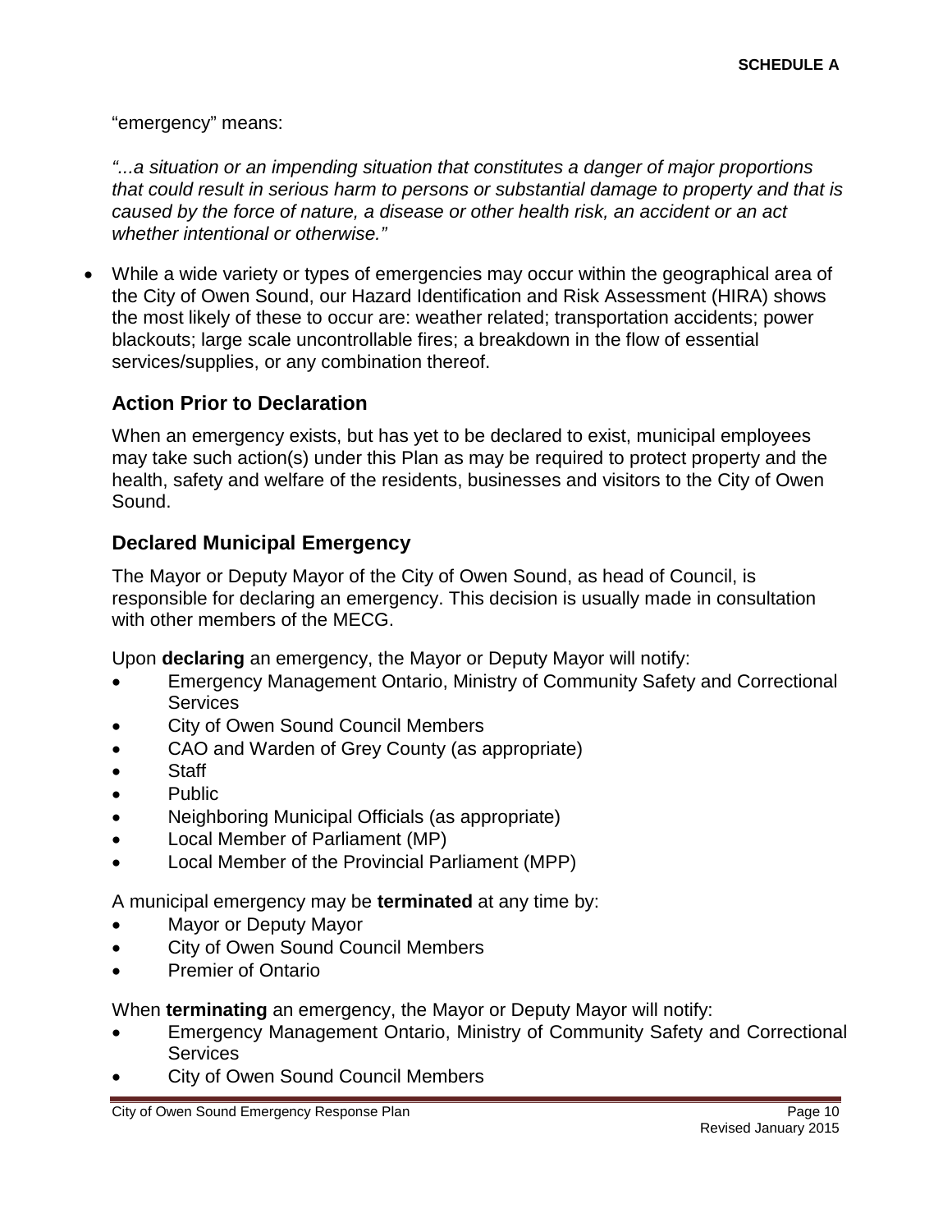"emergency" means:

*"...a situation or an impending situation that constitutes a danger of major proportions that could result in serious harm to persons or substantial damage to property and that is caused by the force of nature, a disease or other health risk, an accident or an act whether intentional or otherwise."*

- While a wide variety or types of emergencies may occur within the geographical area of the City of Owen Sound, our Hazard Identification and Risk Assessment (HIRA) shows the most likely of these to occur are: weather related; transportation accidents; power blackouts; large scale uncontrollable fires; a breakdown in the flow of essential services/supplies, or any combination thereof.

## Action Prior to Declaration

When an emergency exists, but has yet to be declared to exist, municipal employees may take such action(s) under this Plan as may be required to protect property and the health, safety and welfare of the residents, businesses and visitors to the City of Owen Sound.

## Declared Municipal Emergency

The Mayor or Deputy Mayor of the City of Owen Sound, as head of Council, is responsible for declaring an emergency. This decision is usually made in consultation with other members of the MECG.

Upon **declaring** an emergency, the Mayor or Deputy Mayor will notify:

- Emergency Management Ontario, Ministry of Community Safety and Correctional Services
- City of Owen Sound Council Members
- CAO and Warden of Grey County (as appropriate)
- Staff
- Public
- Neighboring Municipal Officials (as appropriate)
- Local Member of Parliament (MP)
- Local Member of the Provincial Parliament (MPP)

A municipal emergency may be **terminated** at any time by:

- Mayor or Deputy Mayor
- City of Owen Sound Council Members
- Premier of Ontario

When **terminating** an emergency, the Mayor or Deputy Mayor will notify:

- Emergency Management Ontario, Ministry of Community Safety and Correctional Services
- City of Owen Sound Council Members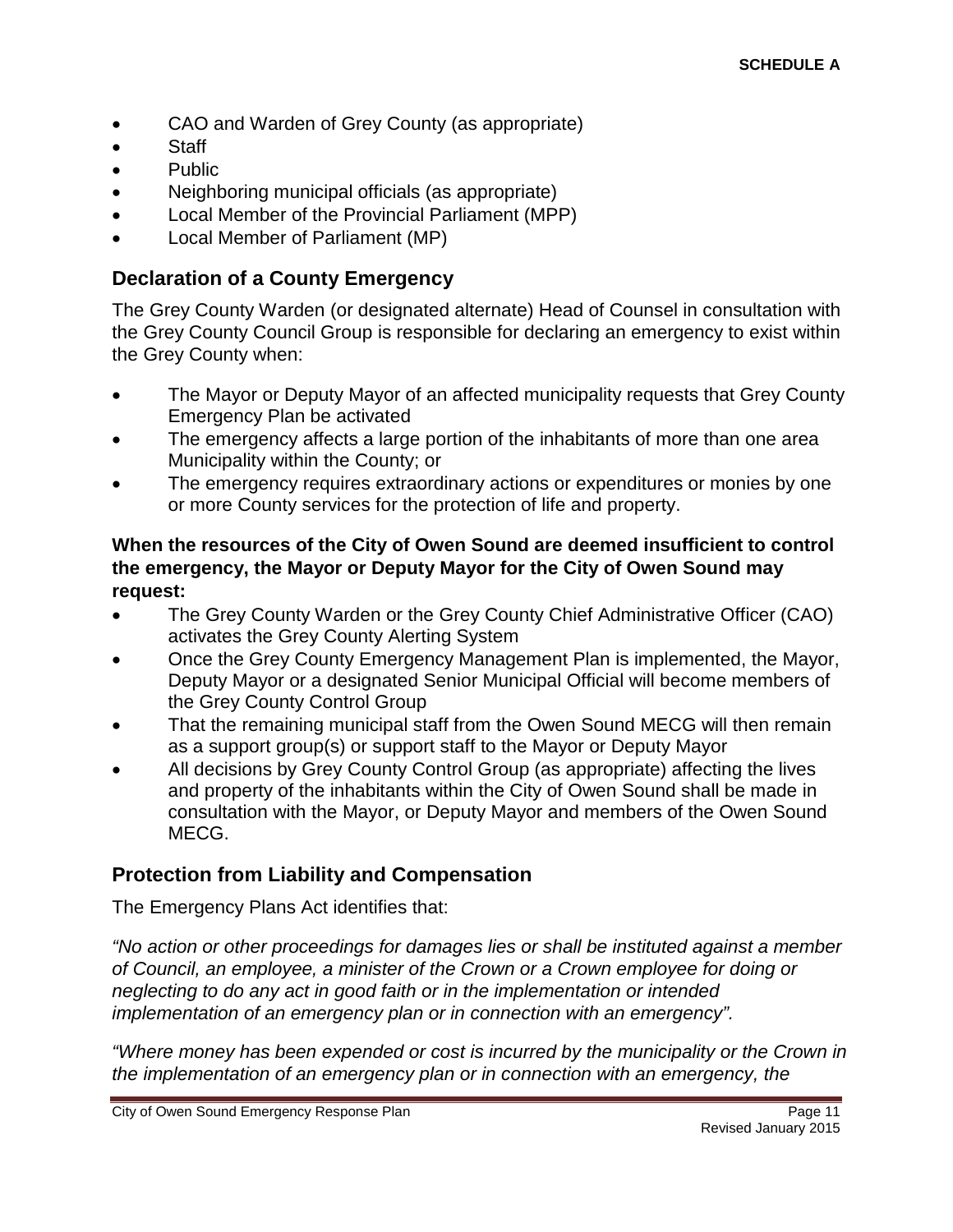- CAO and Warden of Grey County (as appropriate)
- Staff
- Public
- Neighboring municipal officials (as appropriate)
- Local Member of the Provincial Parliament (MPP)
- Local Member of Parliament (MP)

## Declaration of a County Emergency

The Grey County Warden (or designated alternate) Head of Counsel in consultation with the Grey County Council Group is responsible for declaring an emergency to exist within the Grey County when:

- The Mayor or Deputy Mayor of an affected municipality requests that Grey County Emergency Plan be activated
- The emergency affects a large portion of the inhabitants of more than one area Municipality within the County; or
- The emergency requires extraordinary actions or expenditures or monies by one or more County services for the protection of life and property.

**When the resources of the City of Owen Sound are deemed insufficient to control the emergency, the Mayor or Deputy Mayor for the City of Owen Sound may request:**

- The Grey County Warden or the Grey County Chief Administrative Officer (CAO) activates the Grey County Alerting System
- Once the Grey County Emergency Management Plan is implemented, the Mayor, Deputy Mayor or a designated Senior Municipal Official will become members of the Grey County Control Group
- That the remaining municipal staff from the Owen Sound MECG will then remain as a support group(s) or support staff to the Mayor or Deputy Mayor
- All decisions by Grey County Control Group (as appropriate) affecting the lives and property of the inhabitants within the City of Owen Sound shall be made in consultation with the Mayor, or Deputy Mayor and members of the Owen Sound MECG.

## Protection from Liability and Compensation

The Emergency Plans Act identifies that:

*"No action or other proceedings for damages lies or shall be instituted against a member of Council, an employee, a minister of the Crown or a Crown employee for doing or neglecting to do any act in good faith or in the implementation or intended implementation of an emergency plan or in connection with an emergency".*

*"Where money has been expended or cost is incurred by the municipality or the Crown in the implementation of an emergency plan or in connection with an emergency, the*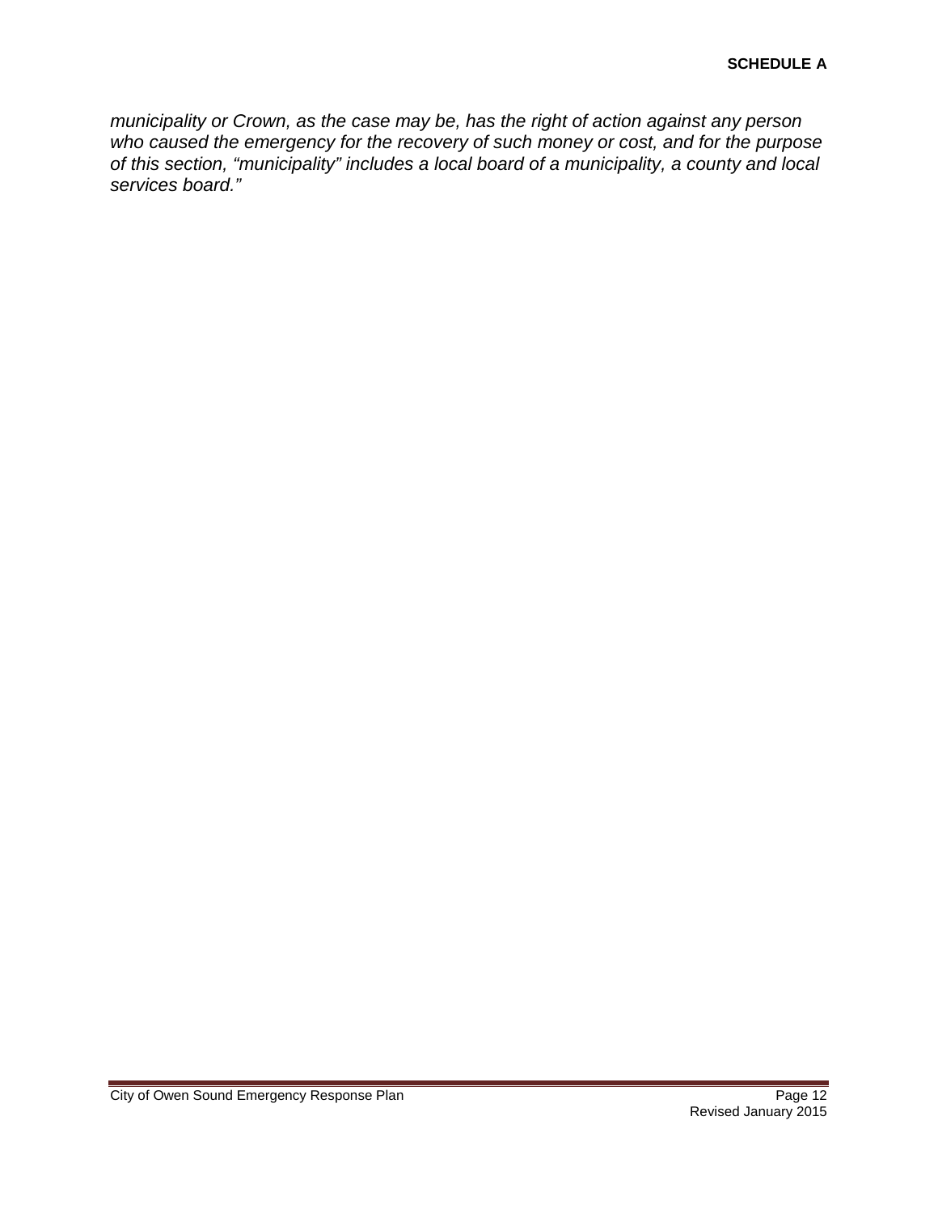*municipality or Crown, as the case may be, has the right of action against any person who caused the emergency for the recovery of such money or cost, and for the purpose of this section, “municipality” includes a local board of a municipality, a county and local services board.”*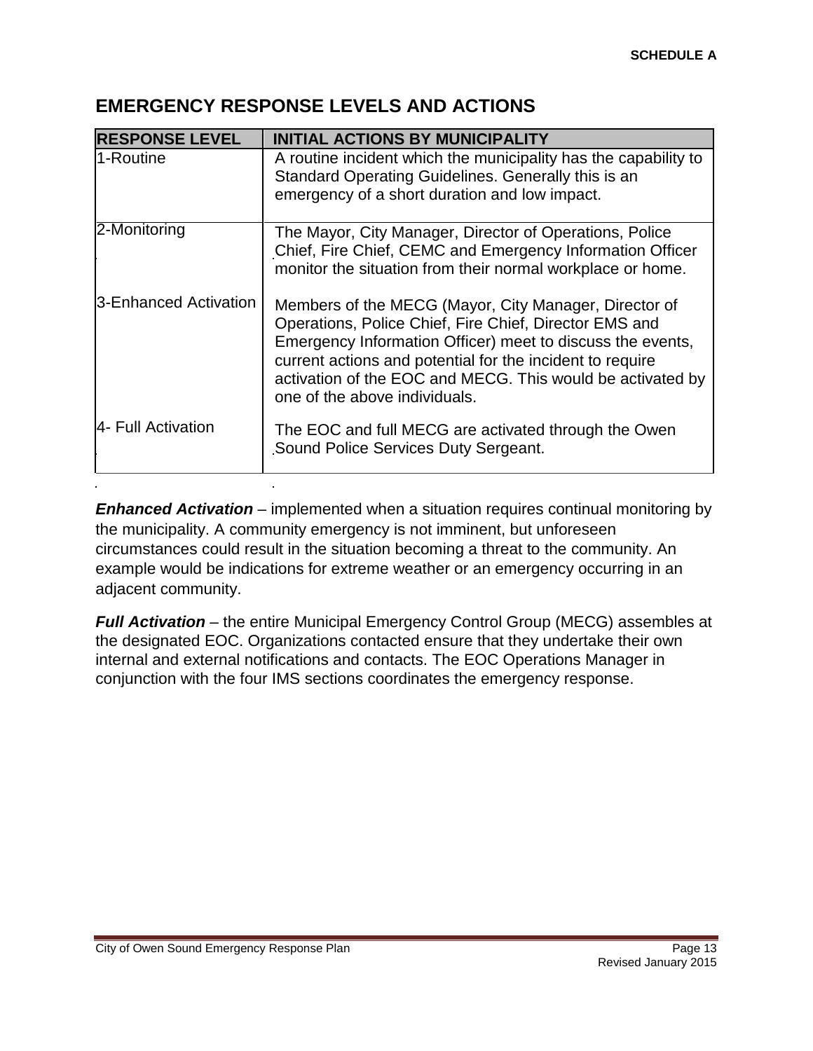**SCHEDULE A**

## EMERGENCY RESPONSE LEVELS AND ACTIONS

| RESPONSE LEVEL | INITIAL ACTIONS BY MUNICIPALITY |
|---|---|
| 1-Routine | A routine incident which the municipality has the capability to Standard Operating Guidelines. Generally this is an emergency of a short duration and low impact. |
| 2-Monitoring | The Mayor, City Manager, Director of Operations, Police Chief, Fire Chief, CEMC and Emergency Information Officer monitor the situation from their normal workplace or home. |
| 3-Enhanced Activation | Members of the MECG (Mayor, City Manager, Director of Operations, Police Chief, Fire Chief, Director EMS and Emergency Information Officer) meet to discuss the events, current actions and potential for the incident to require activation of the EOC and MECG. This would be activated by one of the above individuals. |
| 4- Full Activation | The EOC and full MECG are activated through the Owen Sound Police Services Duty Sergeant. |

***Enhanced Activation*** – implemented when a situation requires continual monitoring by the municipality. A community emergency is not imminent, but unforeseen circumstances could result in the situation becoming a threat to the community. An example would be indications for extreme weather or an emergency occurring in an adjacent community.

***Full Activation*** – the entire Municipal Emergency Control Group (MECG) assembles at the designated EOC. Organizations contacted ensure that they undertake their own internal and external notifications and contacts. The EOC Operations Manager in conjunction with the four IMS sections coordinates the emergency response.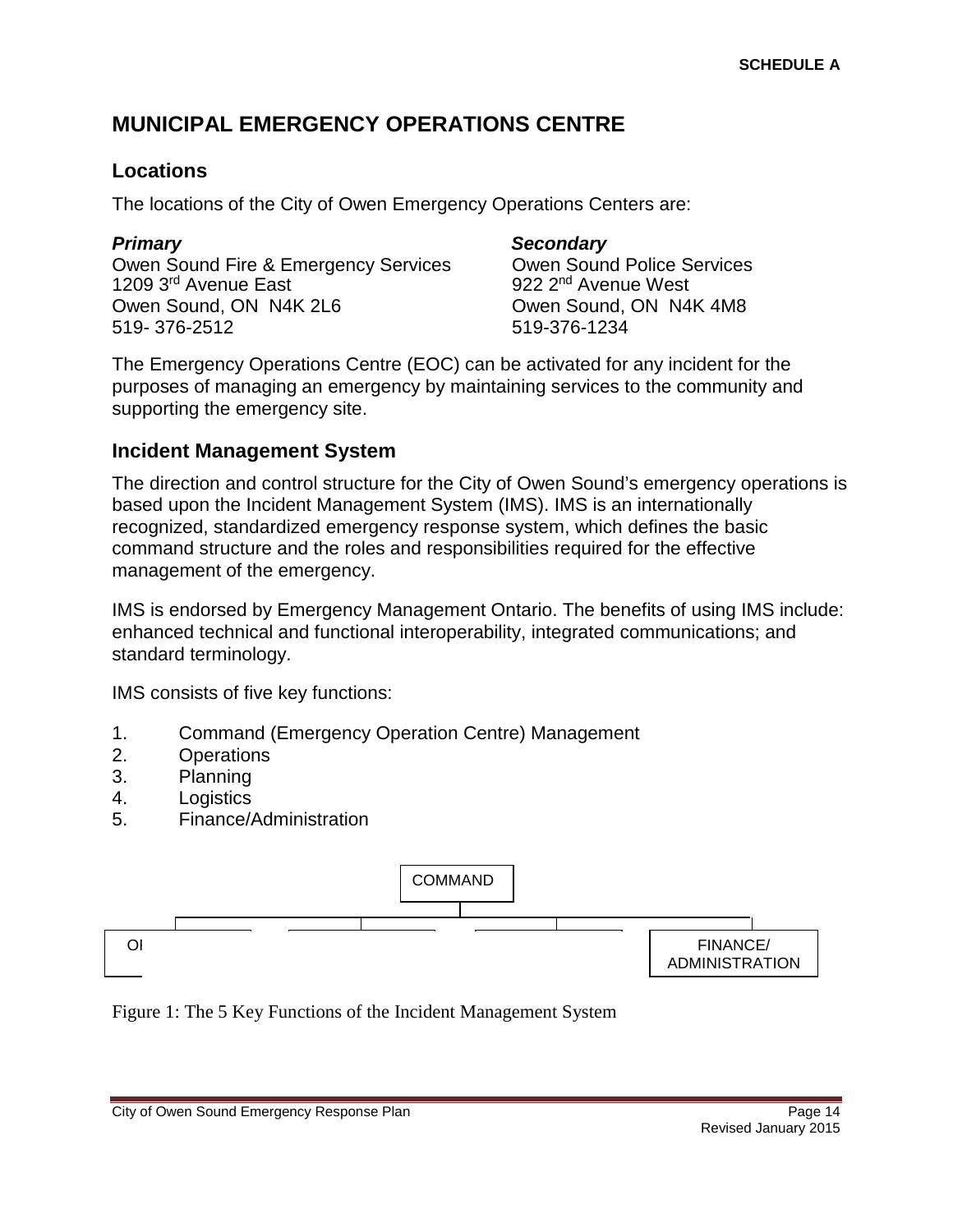SCHEDULE A

# MUNICIPAL EMERGENCY OPERATIONS CENTRE

## Locations

The locations of the City of Owen Emergency Operations Centers are:

***Primary***
Owen Sound Fire & Emergency Services
1209 3rd Avenue East
Owen Sound, ON N4K 2L6
519- 376-2512

***Secondary***
Owen Sound Police Services
922 2nd Avenue West
Owen Sound, ON N4K 4M8
519-376-1234

The Emergency Operations Centre (EOC) can be activated for any incident for the purposes of managing an emergency by maintaining services to the community and supporting the emergency site.

## Incident Management System

The direction and control structure for the City of Owen Sound's emergency operations is based upon the Incident Management System (IMS). IMS is an internationally recognized, standardized emergency response system, which defines the basic command structure and the roles and responsibilities required for the effective management of the emergency.

IMS is endorsed by Emergency Management Ontario. The benefits of using IMS include: enhanced technical and functional interoperability, integrated communications; and standard terminology.

IMS consists of five key functions:

1. Command (Emergency Operation Centre) Management
2. Operations
3. Planning
4. Logistics
5. Finance/Administration

COMMAND

OI

FINANCE/ ADMINISTRATION

Figure 1: The 5 Key Functions of the Incident Management System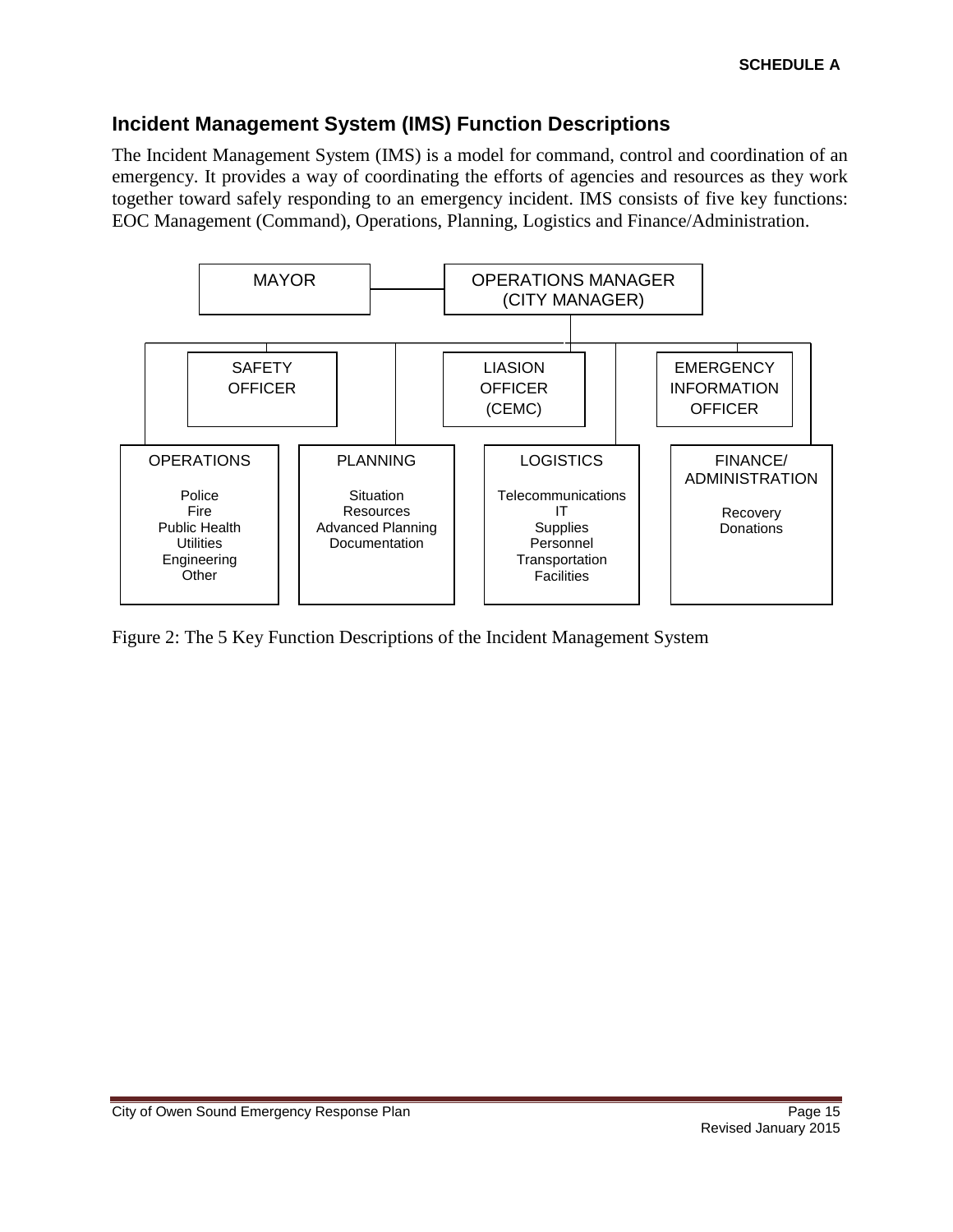## Incident Management System (IMS) Function Descriptions

The Incident Management System (IMS) is a model for command, control and coordination of an emergency. It provides a way of coordinating the efforts of agencies and resources as they work together toward safely responding to an emergency incident. IMS consists of five key functions: EOC Management (Command), Operations, Planning, Logistics and Finance/Administration.

MAYOR — OPERATIONS MANAGER (CITY MANAGER)

SAFETY OFFICER | LIASION OFFICER (CEMC) | EMERGENCY INFORMATION OFFICER

| OPERATIONS | PLANNING | LOGISTICS | FINANCE/ ADMINISTRATION |
|---|---|---|---|
| Police<br>Fire<br>Public Health<br>Utilities<br>Engineering<br>Other | Situation<br>Resources<br>Advanced Planning<br>Documentation | Telecommunications<br>IT<br>Supplies<br>Personnel<br>Transportation<br>Facilities | Recovery<br>Donations |

Figure 2: The 5 Key Function Descriptions of the Incident Management System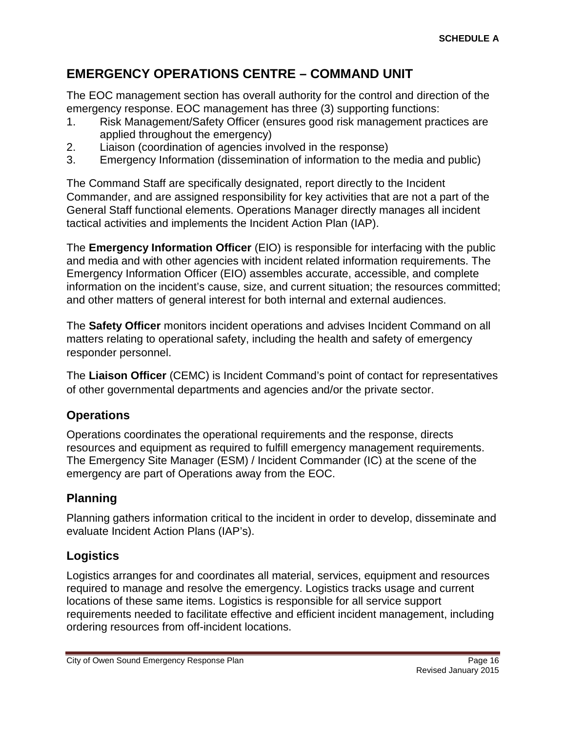**SCHEDULE A**

## EMERGENCY OPERATIONS CENTRE – COMMAND UNIT

The EOC management section has overall authority for the control and direction of the emergency response. EOC management has three (3) supporting functions:

1. Risk Management/Safety Officer (ensures good risk management practices are applied throughout the emergency)
2. Liaison (coordination of agencies involved in the response)
3. Emergency Information (dissemination of information to the media and public)

The Command Staff are specifically designated, report directly to the Incident Commander, and are assigned responsibility for key activities that are not a part of the General Staff functional elements. Operations Manager directly manages all incident tactical activities and implements the Incident Action Plan (IAP).

The **Emergency Information Officer** (EIO) is responsible for interfacing with the public and media and with other agencies with incident related information requirements. The Emergency Information Officer (EIO) assembles accurate, accessible, and complete information on the incident's cause, size, and current situation; the resources committed; and other matters of general interest for both internal and external audiences.

The **Safety Officer** monitors incident operations and advises Incident Command on all matters relating to operational safety, including the health and safety of emergency responder personnel.

The **Liaison Officer** (CEMC) is Incident Command's point of contact for representatives of other governmental departments and agencies and/or the private sector.

### Operations

Operations coordinates the operational requirements and the response, directs resources and equipment as required to fulfill emergency management requirements. The Emergency Site Manager (ESM) / Incident Commander (IC) at the scene of the emergency are part of Operations away from the EOC.

### Planning

Planning gathers information critical to the incident in order to develop, disseminate and evaluate Incident Action Plans (IAP's).

### Logistics

Logistics arranges for and coordinates all material, services, equipment and resources required to manage and resolve the emergency. Logistics tracks usage and current locations of these same items. Logistics is responsible for all service support requirements needed to facilitate effective and efficient incident management, including ordering resources from off-incident locations.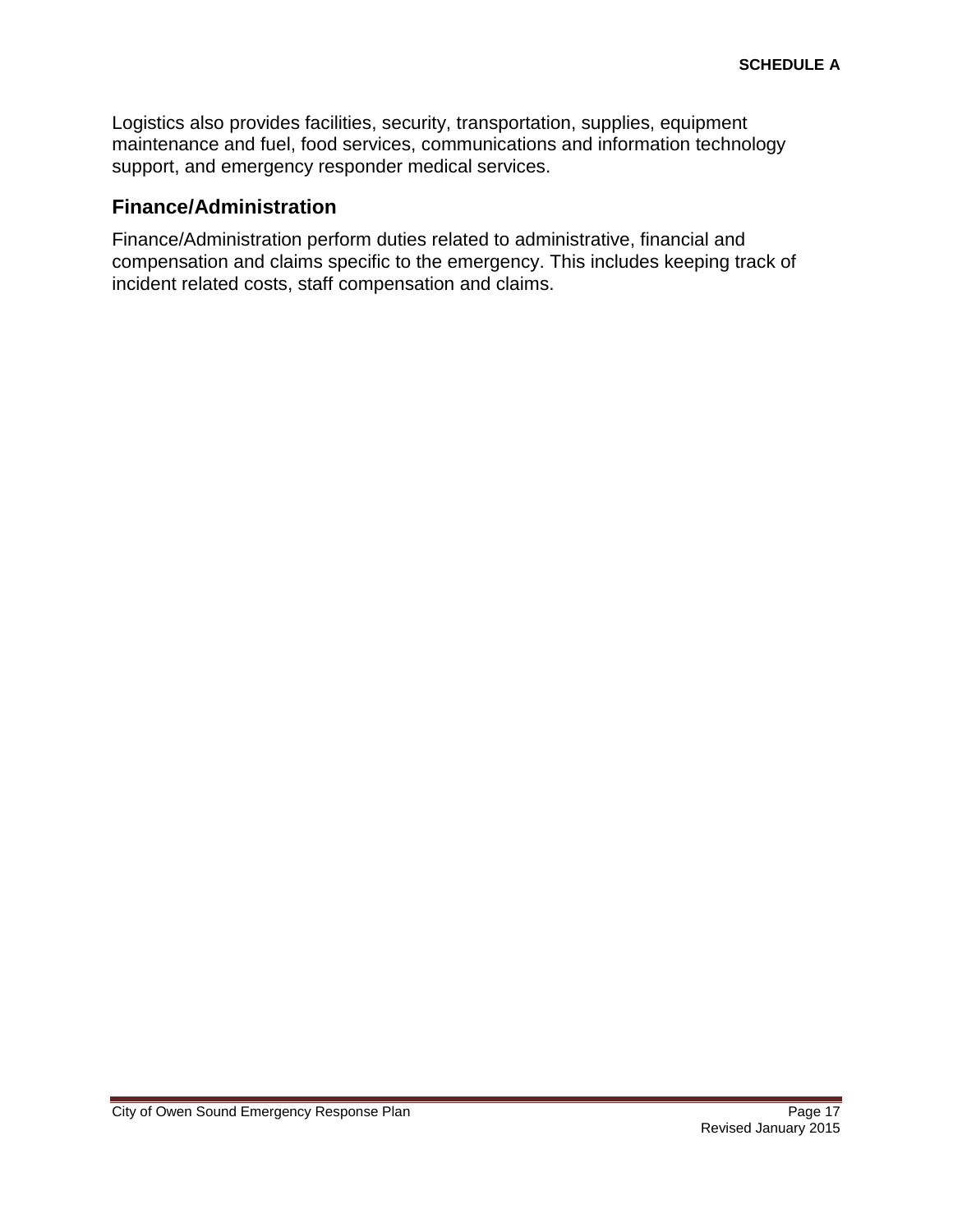Logistics also provides facilities, security, transportation, supplies, equipment maintenance and fuel, food services, communications and information technology support, and emergency responder medical services.

## Finance/Administration

Finance/Administration perform duties related to administrative, financial and compensation and claims specific to the emergency. This includes keeping track of incident related costs, staff compensation and claims.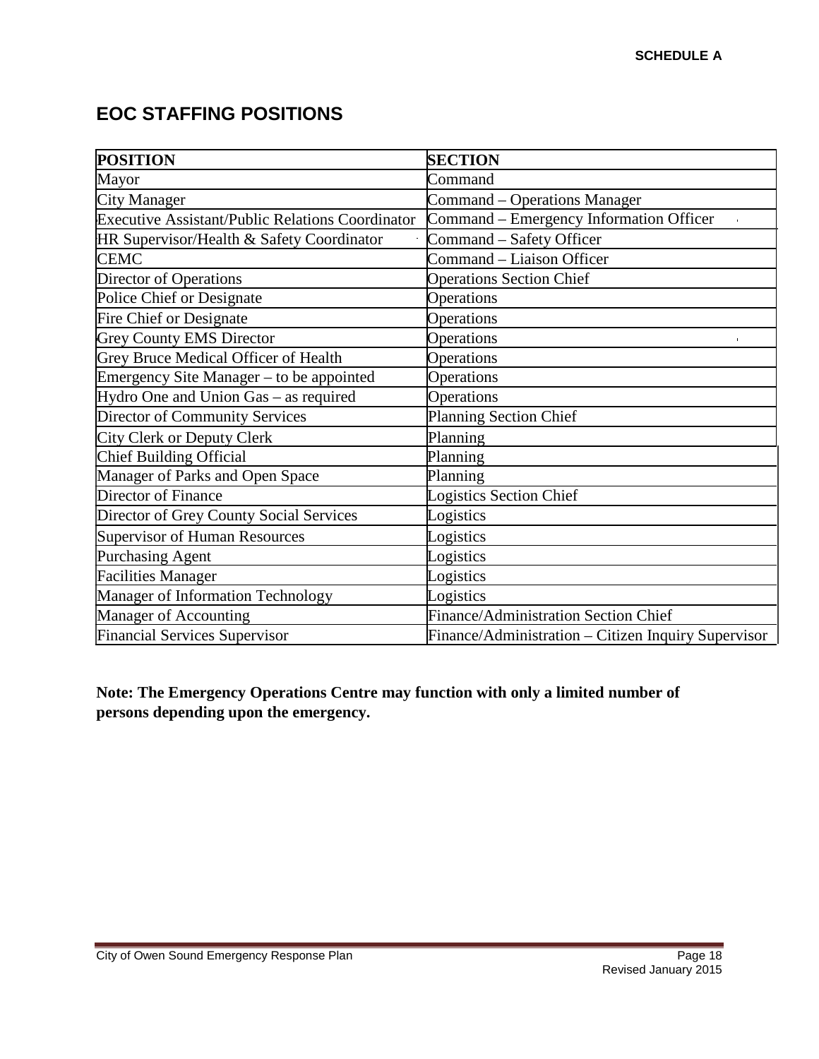**SCHEDULE A**

# EOC STAFFING POSITIONS

| POSITION | SECTION |
|---|---|
| Mayor | Command |
| City Manager | Command – Operations Manager |
| Executive Assistant/Public Relations Coordinator | Command – Emergency Information Officer |
| HR Supervisor/Health & Safety Coordinator | Command – Safety Officer |
| CEMC | Command – Liaison Officer |
| Director of Operations | Operations Section Chief |
| Police Chief or Designate | Operations |
| Fire Chief or Designate | Operations |
| Grey County EMS Director | Operations |
| Grey Bruce Medical Officer of Health | Operations |
| Emergency Site Manager – to be appointed | Operations |
| Hydro One and Union Gas – as required | Operations |
| Director of Community Services | Planning Section Chief |
| City Clerk or Deputy Clerk | Planning |
| Chief Building Official | Planning |
| Manager of Parks and Open Space | Planning |
| Director of Finance | Logistics Section Chief |
| Director of Grey County Social Services | Logistics |
| Supervisor of Human Resources | Logistics |
| Purchasing Agent | Logistics |
| Facilities Manager | Logistics |
| Manager of Information Technology | Logistics |
| Manager of Accounting | Finance/Administration Section Chief |
| Financial Services Supervisor | Finance/Administration – Citizen Inquiry Supervisor |

**Note: The Emergency Operations Centre may function with only a limited number of persons depending upon the emergency.**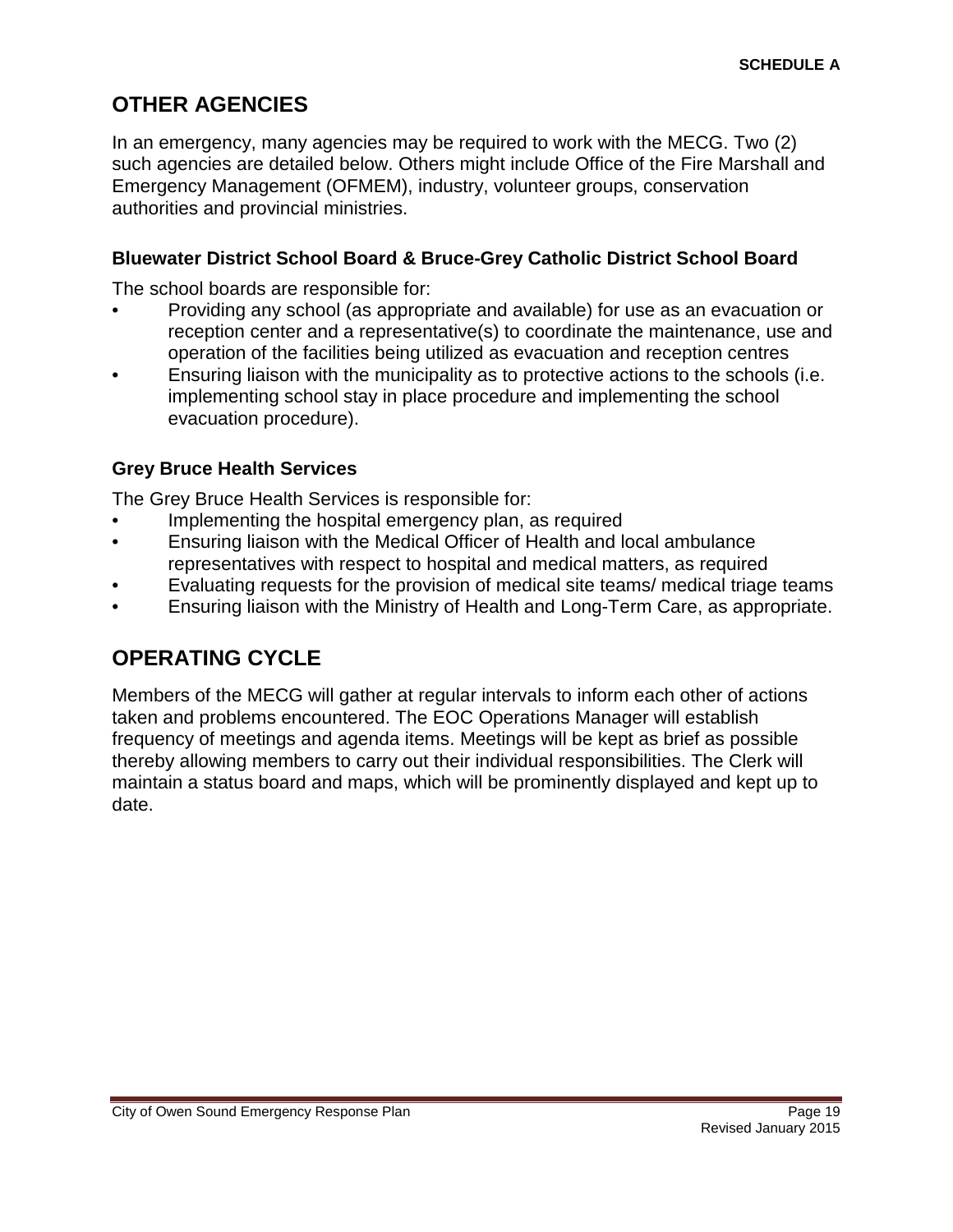## OTHER AGENCIES

In an emergency, many agencies may be required to work with the MECG. Two (2) such agencies are detailed below. Others might include Office of the Fire Marshall and Emergency Management (OFMEM), industry, volunteer groups, conservation authorities and provincial ministries.

### Bluewater District School Board & Bruce-Grey Catholic District School Board

The school boards are responsible for:

- Providing any school (as appropriate and available) for use as an evacuation or reception center and a representative(s) to coordinate the maintenance, use and operation of the facilities being utilized as evacuation and reception centres
- Ensuring liaison with the municipality as to protective actions to the schools (i.e. implementing school stay in place procedure and implementing the school evacuation procedure).

### Grey Bruce Health Services

The Grey Bruce Health Services is responsible for:

- Implementing the hospital emergency plan, as required
- Ensuring liaison with the Medical Officer of Health and local ambulance representatives with respect to hospital and medical matters, as required
- Evaluating requests for the provision of medical site teams/ medical triage teams
- Ensuring liaison with the Ministry of Health and Long-Term Care, as appropriate.

## OPERATING CYCLE

Members of the MECG will gather at regular intervals to inform each other of actions taken and problems encountered. The EOC Operations Manager will establish frequency of meetings and agenda items. Meetings will be kept as brief as possible thereby allowing members to carry out their individual responsibilities. The Clerk will maintain a status board and maps, which will be prominently displayed and kept up to date.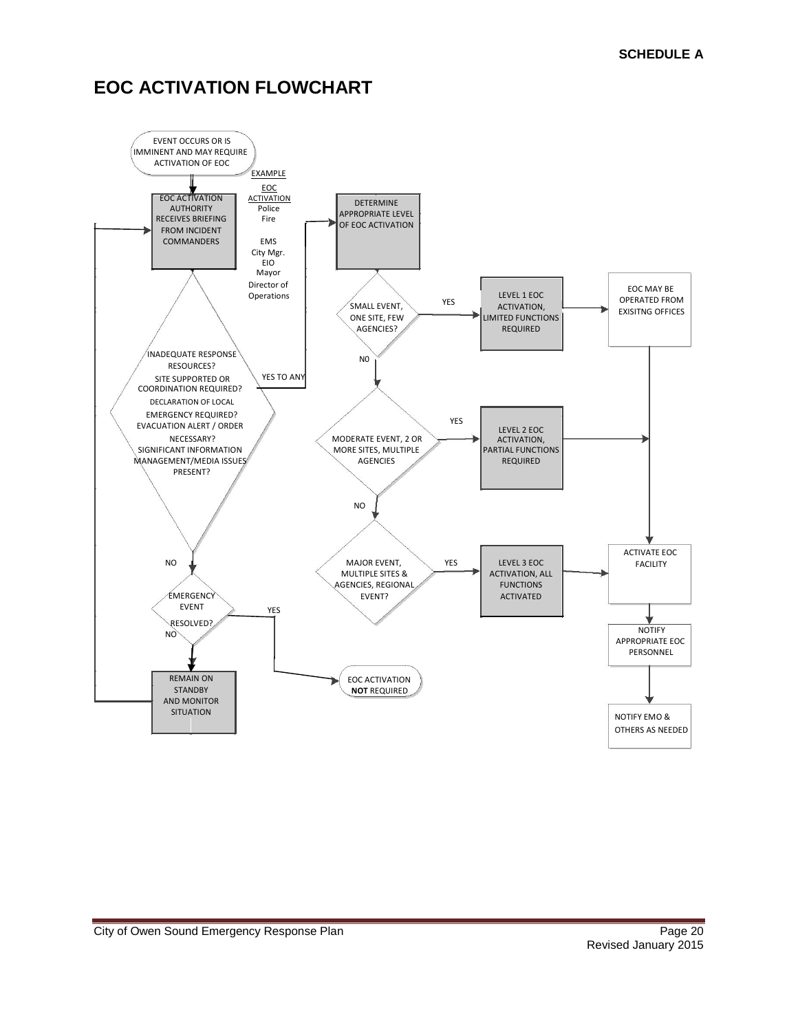**SCHEDULE A**

# EOC ACTIVATION FLOWCHART

EVENT OCCURS OR IS IMMINENT AND MAY REQUIRE ACTIVATION OF EOC

EOC ACTIVATION AUTHORITY RECEIVES BRIEFING FROM INCIDENT COMMANDERS

EXAMPLE

EOC ACTIVATION
Police
Fire
EMS
City Mgr.
EIO
Mayor
Director of Operations

INADEQUATE RESPONSE RESOURCES?
SITE SUPPORTED OR COORDINATION REQUIRED?
DECLARATION OF LOCAL EMERGENCY REQUIRED?
EVACUATION ALERT / ORDER NECESSARY?
SIGNIFICANT INFORMATION MANAGEMENT/MEDIA ISSUES PRESENT?

YES TO ANY → DETERMINE APPROPRIATE LEVEL OF EOC ACTIVATION

NO → EMERGENCY EVENT RESOLVED?

- YES → EOC ACTIVATION **NOT** REQUIRED
- NO → REMAIN ON STANDBY AND MONITOR SITUATION → EOC ACTIVATION AUTHORITY RECEIVES BRIEFING FROM INCIDENT COMMANDERS

DETERMINE APPROPRIATE LEVEL OF EOC ACTIVATION → SMALL EVENT, ONE SITE, FEW AGENCIES?

- YES → LEVEL 1 EOC ACTIVATION, LIMITED FUNCTIONS REQUIRED → EOC MAY BE OPERATED FROM EXISITNG OFFICES → ACTIVATE EOC FACILITY
- NO → MODERATE EVENT, 2 OR MORE SITES, MULTIPLE AGENCIES?
  - YES → LEVEL 2 EOC ACTIVATION, PARTIAL FUNCTIONS REQUIRED → ACTIVATE EOC FACILITY
  - NO → MAJOR EVENT, MULTIPLE SITES & AGENCIES, REGIONAL EVENT?
    - YES → LEVEL 3 EOC ACTIVATION, ALL FUNCTIONS ACTIVATED → ACTIVATE EOC FACILITY

ACTIVATE EOC FACILITY → NOTIFY APPROPRIATE EOC PERSONNEL → NOTIFY EMO & OTHERS AS NEEDED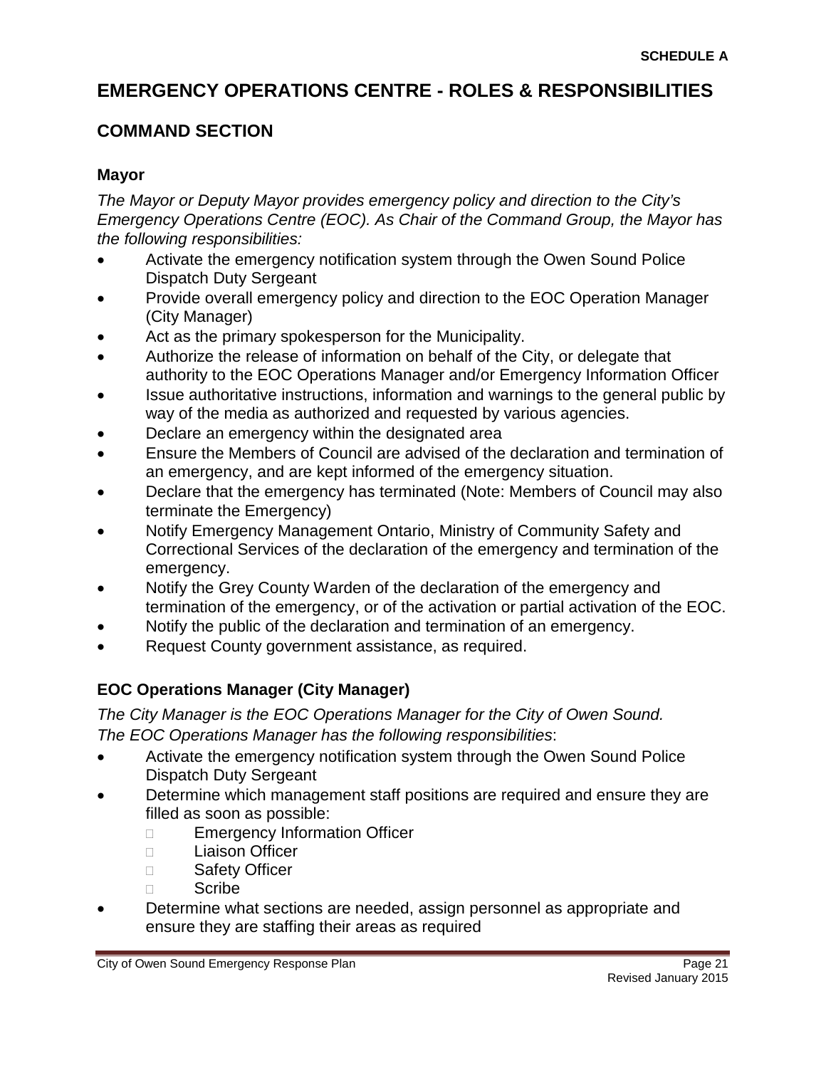**SCHEDULE A**

# EMERGENCY OPERATIONS CENTRE - ROLES & RESPONSIBILITIES

## COMMAND SECTION

### Mayor

*The Mayor or Deputy Mayor provides emergency policy and direction to the City's Emergency Operations Centre (EOC). As Chair of the Command Group, the Mayor has the following responsibilities:*

- Activate the emergency notification system through the Owen Sound Police Dispatch Duty Sergeant
- Provide overall emergency policy and direction to the EOC Operation Manager (City Manager)
- Act as the primary spokesperson for the Municipality.
- Authorize the release of information on behalf of the City, or delegate that authority to the EOC Operations Manager and/or Emergency Information Officer
- Issue authoritative instructions, information and warnings to the general public by way of the media as authorized and requested by various agencies.
- Declare an emergency within the designated area
- Ensure the Members of Council are advised of the declaration and termination of an emergency, and are kept informed of the emergency situation.
- Declare that the emergency has terminated (Note: Members of Council may also terminate the Emergency)
- Notify Emergency Management Ontario, Ministry of Community Safety and Correctional Services of the declaration of the emergency and termination of the emergency.
- Notify the Grey County Warden of the declaration of the emergency and termination of the emergency, or of the activation or partial activation of the EOC.
- Notify the public of the declaration and termination of an emergency.
- Request County government assistance, as required.

### EOC Operations Manager (City Manager)

*The City Manager is the EOC Operations Manager for the City of Owen Sound. The EOC Operations Manager has the following responsibilities*:

- Activate the emergency notification system through the Owen Sound Police Dispatch Duty Sergeant
- Determine which management staff positions are required and ensure they are filled as soon as possible:
  - Emergency Information Officer
  - Liaison Officer
  - Safety Officer
  - Scribe
- Determine what sections are needed, assign personnel as appropriate and ensure they are staffing their areas as required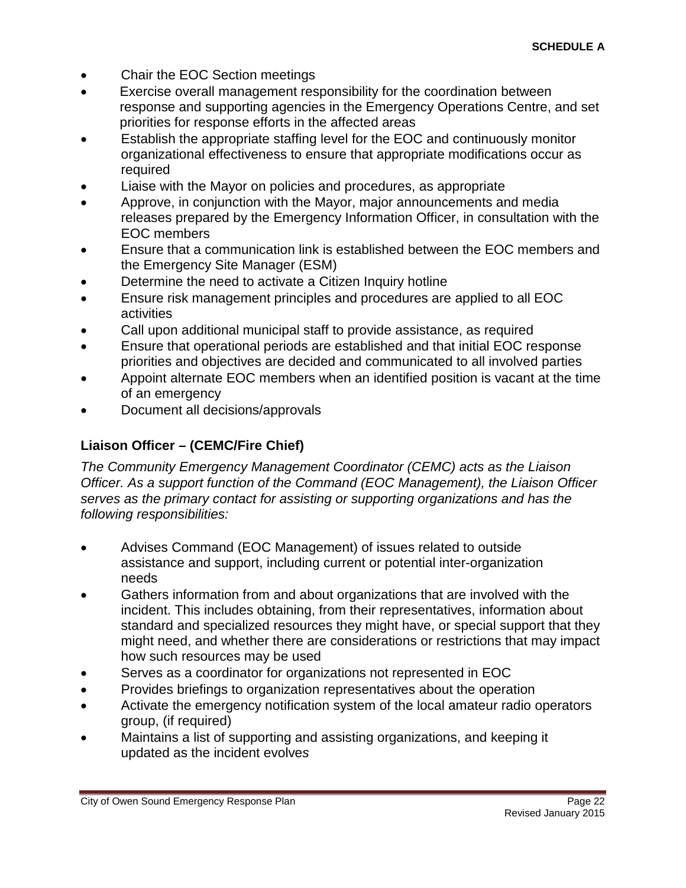- Chair the EOC Section meetings
- Exercise overall management responsibility for the coordination between response and supporting agencies in the Emergency Operations Centre, and set priorities for response efforts in the affected areas
- Establish the appropriate staffing level for the EOC and continuously monitor organizational effectiveness to ensure that appropriate modifications occur as required
- Liaise with the Mayor on policies and procedures, as appropriate
- Approve, in conjunction with the Mayor, major announcements and media releases prepared by the Emergency Information Officer, in consultation with the EOC members
- Ensure that a communication link is established between the EOC members and the Emergency Site Manager (ESM)
- Determine the need to activate a Citizen Inquiry hotline
- Ensure risk management principles and procedures are applied to all EOC activities
- Call upon additional municipal staff to provide assistance, as required
- Ensure that operational periods are established and that initial EOC response priorities and objectives are decided and communicated to all involved parties
- Appoint alternate EOC members when an identified position is vacant at the time of an emergency
- Document all decisions/approvals

### Liaison Officer – (CEMC/Fire Chief)

*The Community Emergency Management Coordinator (CEMC) acts as the Liaison Officer. As a support function of the Command (EOC Management), the Liaison Officer serves as the primary contact for assisting or supporting organizations and has the following responsibilities:*

- Advises Command (EOC Management) of issues related to outside assistance and support, including current or potential inter-organization needs
- Gathers information from and about organizations that are involved with the incident. This includes obtaining, from their representatives, information about standard and specialized resources they might have, or special support that they might need, and whether there are considerations or restrictions that may impact how such resources may be used
- Serves as a coordinator for organizations not represented in EOC
- Provides briefings to organization representatives about the operation
- Activate the emergency notification system of the local amateur radio operators group, (if required)
- Maintains a list of supporting and assisting organizations, and keeping it updated as the incident evolves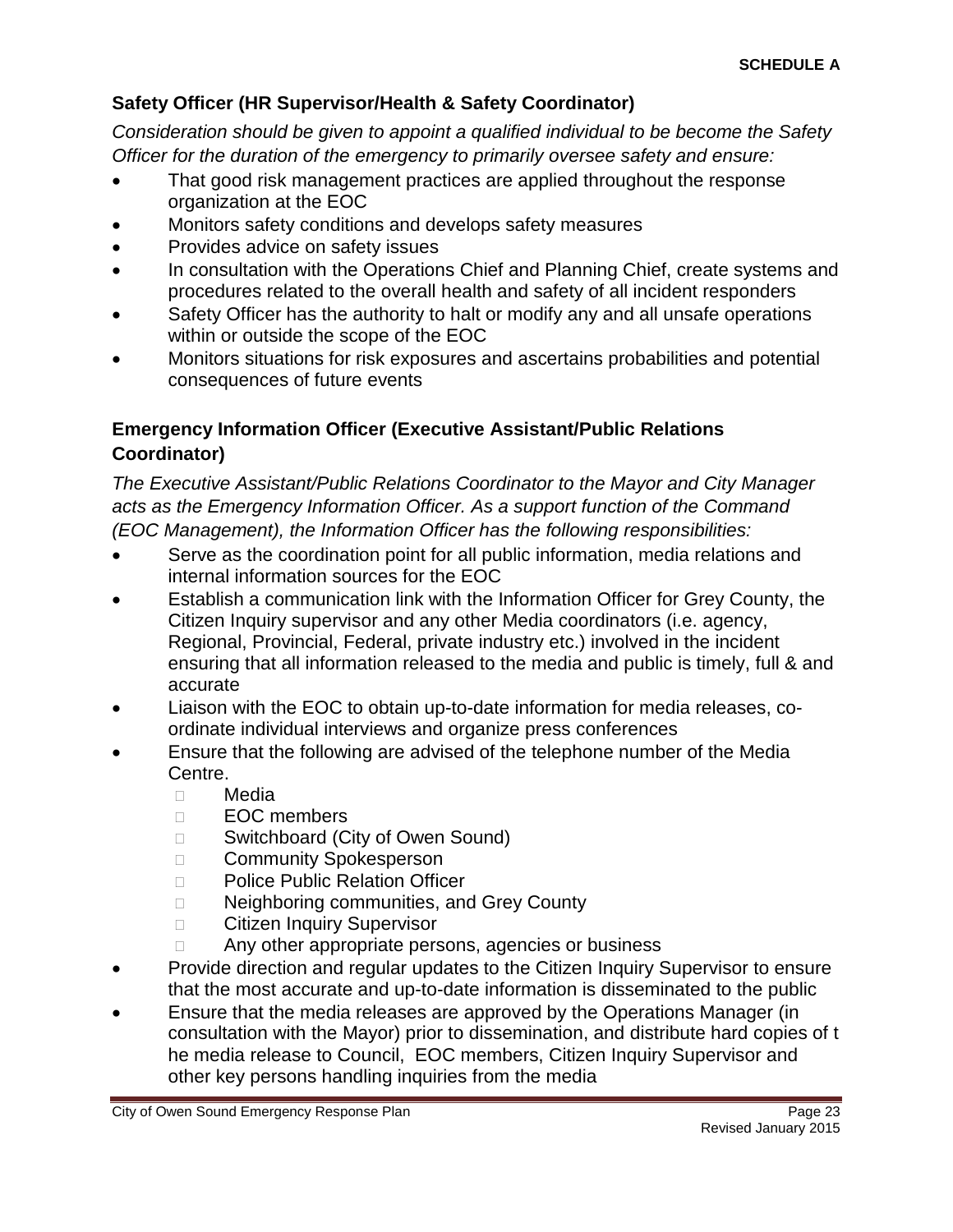**SCHEDULE A**

### Safety Officer (HR Supervisor/Health & Safety Coordinator)

*Consideration should be given to appoint a qualified individual to be become the Safety Officer for the duration of the emergency to primarily oversee safety and ensure:*

- That good risk management practices are applied throughout the response organization at the EOC
- Monitors safety conditions and develops safety measures
- Provides advice on safety issues
- In consultation with the Operations Chief and Planning Chief, create systems and procedures related to the overall health and safety of all incident responders
- Safety Officer has the authority to halt or modify any and all unsafe operations within or outside the scope of the EOC
- Monitors situations for risk exposures and ascertains probabilities and potential consequences of future events

### Emergency Information Officer (Executive Assistant/Public Relations Coordinator)

*The Executive Assistant/Public Relations Coordinator to the Mayor and City Manager acts as the Emergency Information Officer. As a support function of the Command (EOC Management), the Information Officer has the following responsibilities:*

- Serve as the coordination point for all public information, media relations and internal information sources for the EOC
- Establish a communication link with the Information Officer for Grey County, the Citizen Inquiry supervisor and any other Media coordinators (i.e. agency, Regional, Provincial, Federal, private industry etc.) involved in the incident ensuring that all information released to the media and public is timely, full & and accurate
- Liaison with the EOC to obtain up-to-date information for media releases, co-ordinate individual interviews and organize press conferences
- Ensure that the following are advised of the telephone number of the Media Centre.
  - Media
  - EOC members
  - Switchboard (City of Owen Sound)
  - Community Spokesperson
  - Police Public Relation Officer
  - Neighboring communities, and Grey County
  - Citizen Inquiry Supervisor
  - Any other appropriate persons, agencies or business
- Provide direction and regular updates to the Citizen Inquiry Supervisor to ensure that the most accurate and up-to-date information is disseminated to the public
- Ensure that the media releases are approved by the Operations Manager (in consultation with the Mayor) prior to dissemination, and distribute hard copies of t he media release to Council, EOC members, Citizen Inquiry Supervisor and other key persons handling inquiries from the media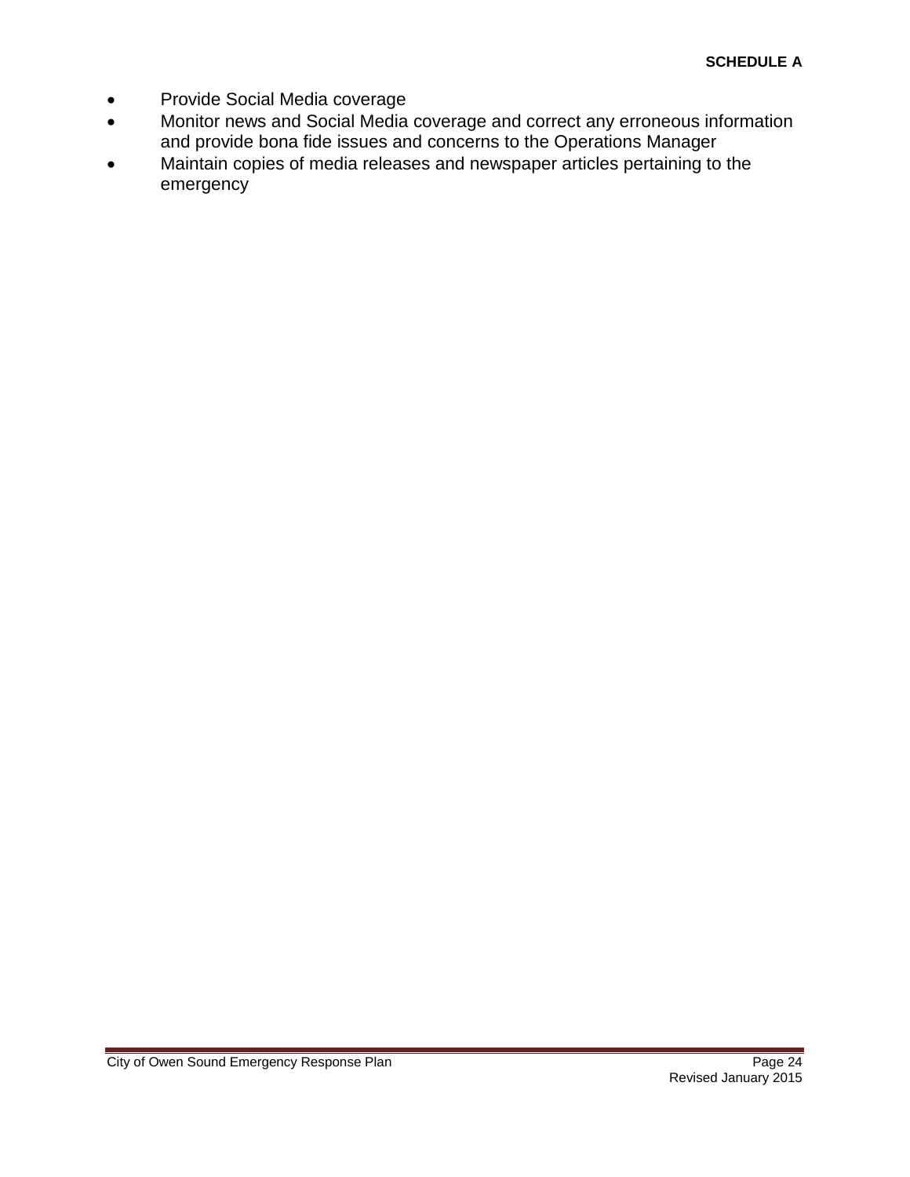- Provide Social Media coverage
- Monitor news and Social Media coverage and correct any erroneous information and provide bona fide issues and concerns to the Operations Manager
- Maintain copies of media releases and newspaper articles pertaining to the emergency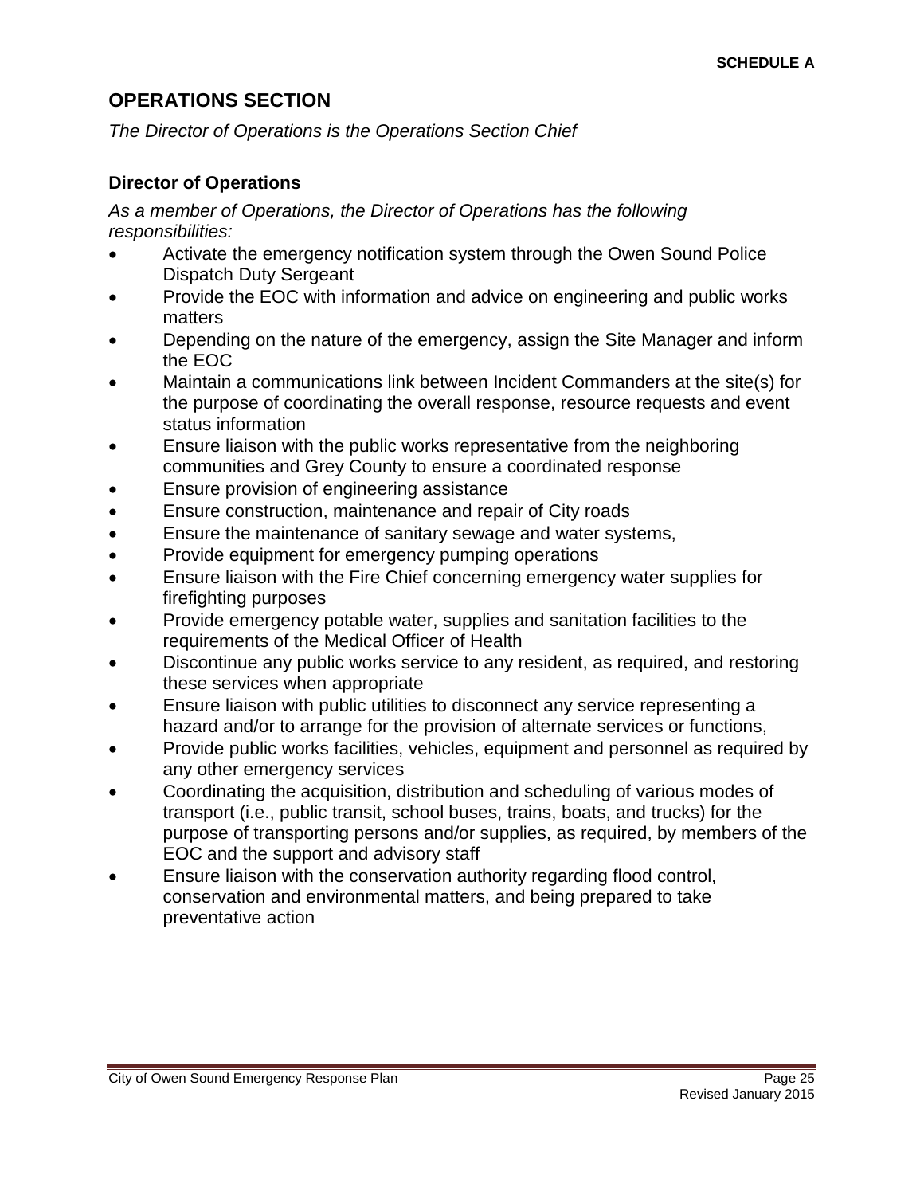**SCHEDULE A**

## OPERATIONS SECTION

*The Director of Operations is the Operations Section Chief*

### Director of Operations

*As a member of Operations, the Director of Operations has the following responsibilities:*

- Activate the emergency notification system through the Owen Sound Police Dispatch Duty Sergeant
- Provide the EOC with information and advice on engineering and public works matters
- Depending on the nature of the emergency, assign the Site Manager and inform the EOC
- Maintain a communications link between Incident Commanders at the site(s) for the purpose of coordinating the overall response, resource requests and event status information
- Ensure liaison with the public works representative from the neighboring communities and Grey County to ensure a coordinated response
- Ensure provision of engineering assistance
- Ensure construction, maintenance and repair of City roads
- Ensure the maintenance of sanitary sewage and water systems,
- Provide equipment for emergency pumping operations
- Ensure liaison with the Fire Chief concerning emergency water supplies for firefighting purposes
- Provide emergency potable water, supplies and sanitation facilities to the requirements of the Medical Officer of Health
- Discontinue any public works service to any resident, as required, and restoring these services when appropriate
- Ensure liaison with public utilities to disconnect any service representing a hazard and/or to arrange for the provision of alternate services or functions,
- Provide public works facilities, vehicles, equipment and personnel as required by any other emergency services
- Coordinating the acquisition, distribution and scheduling of various modes of transport (i.e., public transit, school buses, trains, boats, and trucks) for the purpose of transporting persons and/or supplies, as required, by members of the EOC and the support and advisory staff
- Ensure liaison with the conservation authority regarding flood control, conservation and environmental matters, and being prepared to take preventative action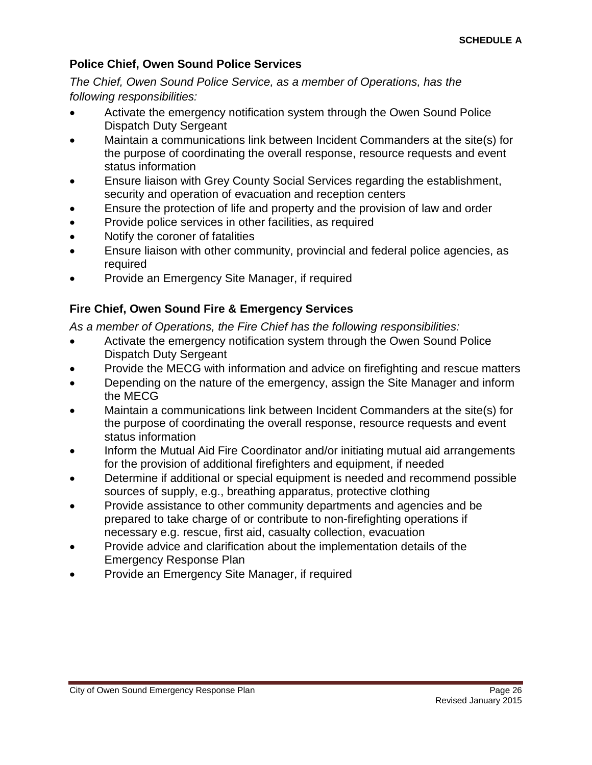**SCHEDULE A**

### Police Chief, Owen Sound Police Services

*The Chief, Owen Sound Police Service, as a member of Operations, has the following responsibilities:*

- Activate the emergency notification system through the Owen Sound Police Dispatch Duty Sergeant
- Maintain a communications link between Incident Commanders at the site(s) for the purpose of coordinating the overall response, resource requests and event status information
- Ensure liaison with Grey County Social Services regarding the establishment, security and operation of evacuation and reception centers
- Ensure the protection of life and property and the provision of law and order
- Provide police services in other facilities, as required
- Notify the coroner of fatalities
- Ensure liaison with other community, provincial and federal police agencies, as required
- Provide an Emergency Site Manager, if required

### Fire Chief, Owen Sound Fire & Emergency Services

*As a member of Operations, the Fire Chief has the following responsibilities:*

- Activate the emergency notification system through the Owen Sound Police Dispatch Duty Sergeant
- Provide the MECG with information and advice on firefighting and rescue matters
- Depending on the nature of the emergency, assign the Site Manager and inform the MECG
- Maintain a communications link between Incident Commanders at the site(s) for the purpose of coordinating the overall response, resource requests and event status information
- Inform the Mutual Aid Fire Coordinator and/or initiating mutual aid arrangements for the provision of additional firefighters and equipment, if needed
- Determine if additional or special equipment is needed and recommend possible sources of supply, e.g., breathing apparatus, protective clothing
- Provide assistance to other community departments and agencies and be prepared to take charge of or contribute to non-firefighting operations if necessary e.g. rescue, first aid, casualty collection, evacuation
- Provide advice and clarification about the implementation details of the Emergency Response Plan
- Provide an Emergency Site Manager, if required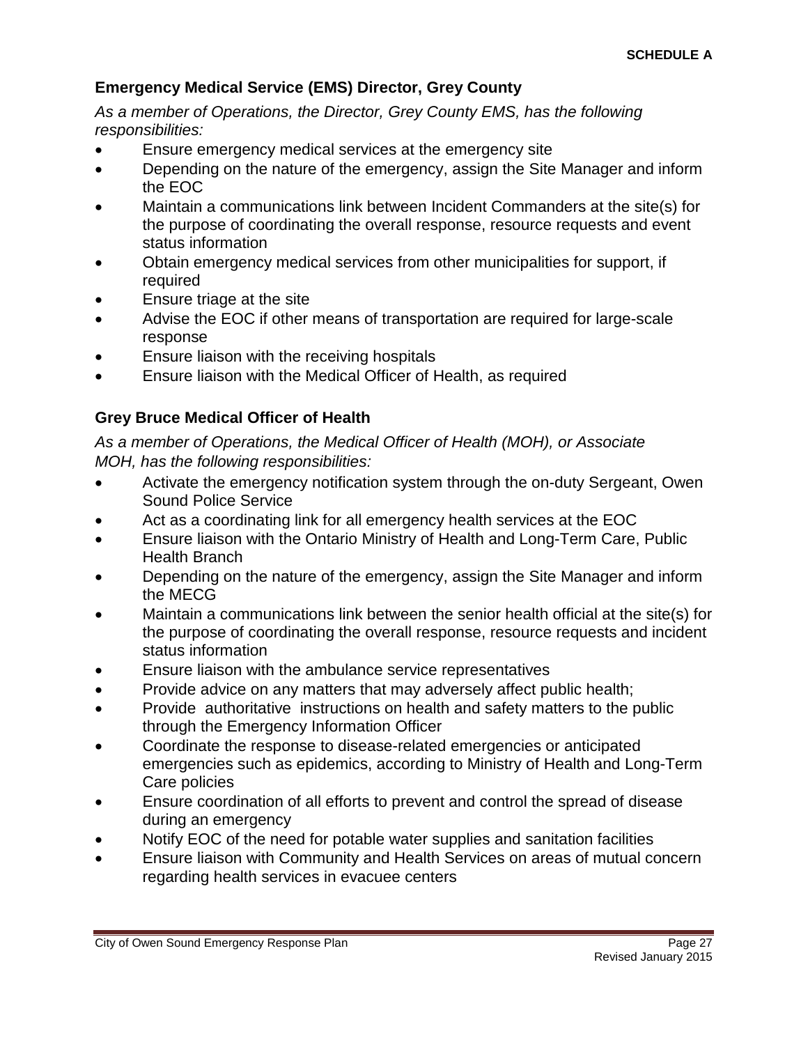### Emergency Medical Service (EMS) Director, Grey County

*As a member of Operations, the Director, Grey County EMS, has the following responsibilities:*

- Ensure emergency medical services at the emergency site
- Depending on the nature of the emergency, assign the Site Manager and inform the EOC
- Maintain a communications link between Incident Commanders at the site(s) for the purpose of coordinating the overall response, resource requests and event status information
- Obtain emergency medical services from other municipalities for support, if required
- Ensure triage at the site
- Advise the EOC if other means of transportation are required for large-scale response
- Ensure liaison with the receiving hospitals
- Ensure liaison with the Medical Officer of Health, as required

### Grey Bruce Medical Officer of Health

*As a member of Operations, the Medical Officer of Health (MOH), or Associate MOH, has the following responsibilities:*

- Activate the emergency notification system through the on-duty Sergeant, Owen Sound Police Service
- Act as a coordinating link for all emergency health services at the EOC
- Ensure liaison with the Ontario Ministry of Health and Long-Term Care, Public Health Branch
- Depending on the nature of the emergency, assign the Site Manager and inform the MECG
- Maintain a communications link between the senior health official at the site(s) for the purpose of coordinating the overall response, resource requests and incident status information
- Ensure liaison with the ambulance service representatives
- Provide advice on any matters that may adversely affect public health;
- Provide authoritative instructions on health and safety matters to the public through the Emergency Information Officer
- Coordinate the response to disease-related emergencies or anticipated emergencies such as epidemics, according to Ministry of Health and Long-Term Care policies
- Ensure coordination of all efforts to prevent and control the spread of disease during an emergency
- Notify EOC of the need for potable water supplies and sanitation facilities
- Ensure liaison with Community and Health Services on areas of mutual concern regarding health services in evacuee centers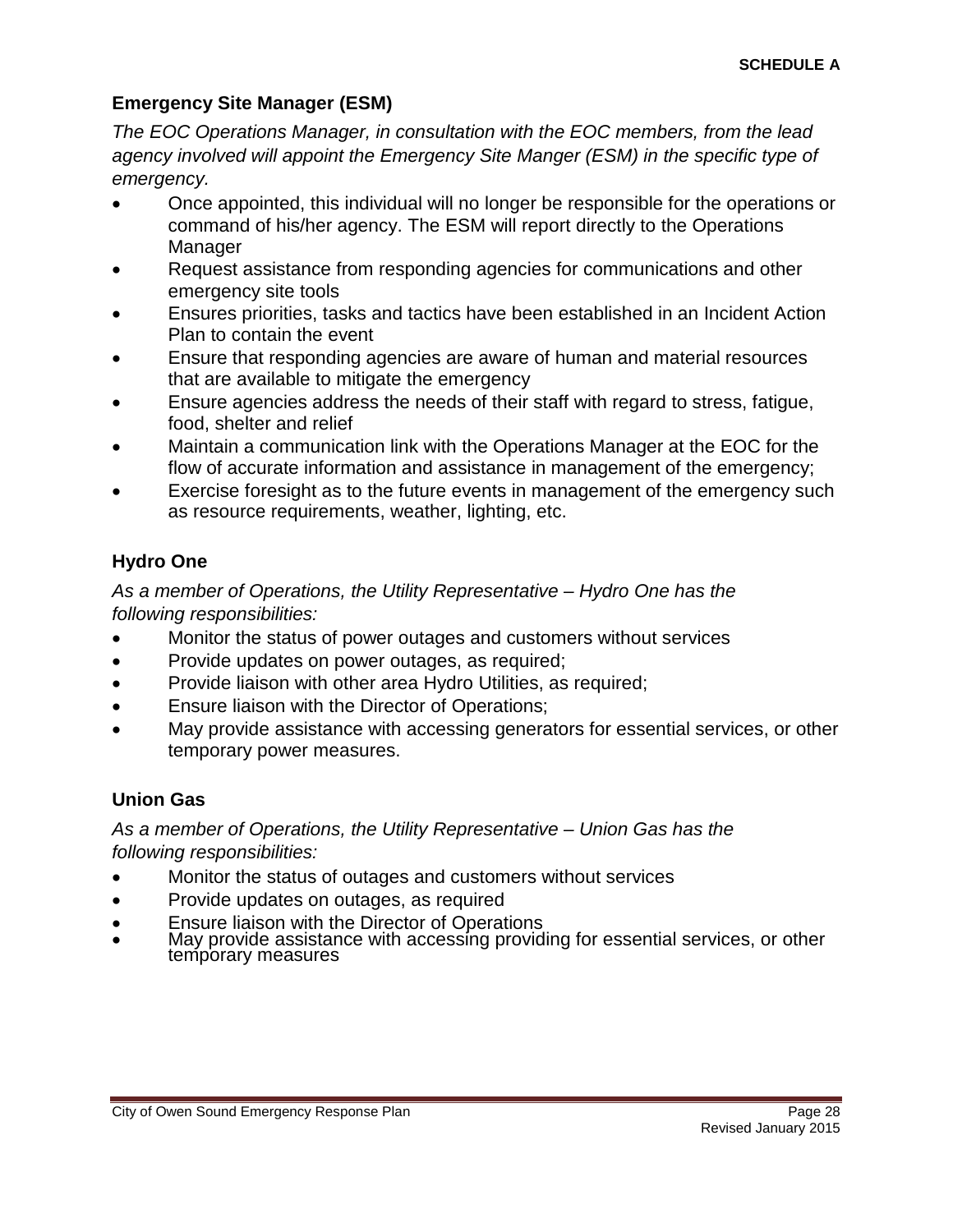## Emergency Site Manager (ESM)

*The EOC Operations Manager, in consultation with the EOC members, from the lead agency involved will appoint the Emergency Site Manger (ESM) in the specific type of emergency.*

- Once appointed, this individual will no longer be responsible for the operations or command of his/her agency. The ESM will report directly to the Operations Manager
- Request assistance from responding agencies for communications and other emergency site tools
- Ensures priorities, tasks and tactics have been established in an Incident Action Plan to contain the event
- Ensure that responding agencies are aware of human and material resources that are available to mitigate the emergency
- Ensure agencies address the needs of their staff with regard to stress, fatigue, food, shelter and relief
- Maintain a communication link with the Operations Manager at the EOC for the flow of accurate information and assistance in management of the emergency;
- Exercise foresight as to the future events in management of the emergency such as resource requirements, weather, lighting, etc.

## Hydro One

*As a member of Operations, the Utility Representative – Hydro One has the following responsibilities:*

- Monitor the status of power outages and customers without services
- Provide updates on power outages, as required;
- Provide liaison with other area Hydro Utilities, as required;
- Ensure liaison with the Director of Operations;
- May provide assistance with accessing generators for essential services, or other temporary power measures.

## Union Gas

*As a member of Operations, the Utility Representative – Union Gas has the following responsibilities:*

- Monitor the status of outages and customers without services
- Provide updates on outages, as required
- Ensure liaison with the Director of Operations
- May provide assistance with accessing providing for essential services, or other temporary measures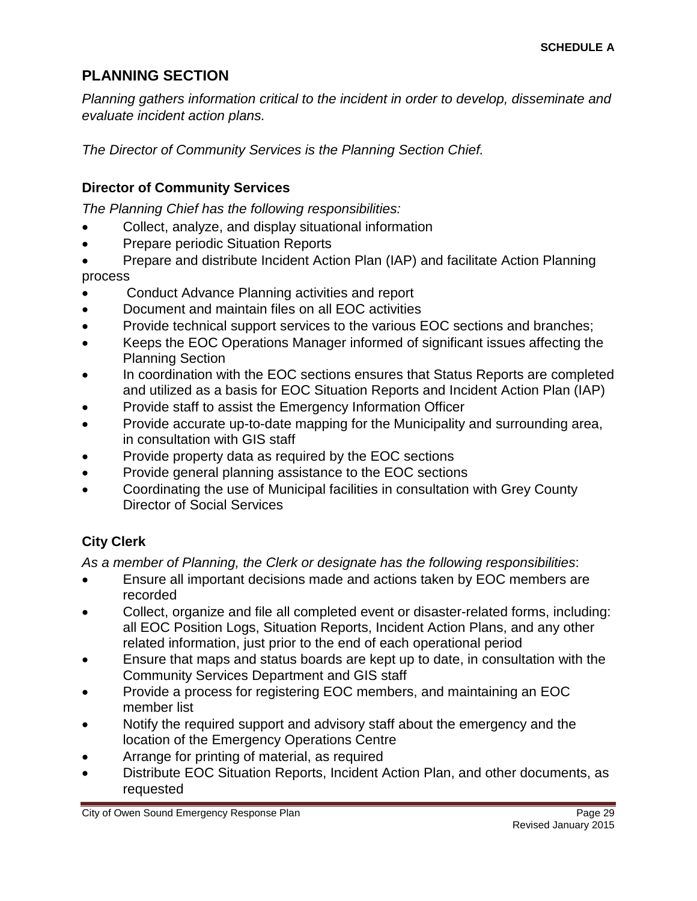**SCHEDULE A**

## PLANNING SECTION

*Planning gathers information critical to the incident in order to develop, disseminate and evaluate incident action plans.*

*The Director of Community Services is the Planning Section Chief.*

### Director of Community Services

*The Planning Chief has the following responsibilities:*

- Collect, analyze, and display situational information
- Prepare periodic Situation Reports
- Prepare and distribute Incident Action Plan (IAP) and facilitate Action Planning process
- Conduct Advance Planning activities and report
- Document and maintain files on all EOC activities
- Provide technical support services to the various EOC sections and branches;
- Keeps the EOC Operations Manager informed of significant issues affecting the Planning Section
- In coordination with the EOC sections ensures that Status Reports are completed and utilized as a basis for EOC Situation Reports and Incident Action Plan (IAP)
- Provide staff to assist the Emergency Information Officer
- Provide accurate up-to-date mapping for the Municipality and surrounding area, in consultation with GIS staff
- Provide property data as required by the EOC sections
- Provide general planning assistance to the EOC sections
- Coordinating the use of Municipal facilities in consultation with Grey County Director of Social Services

### City Clerk

*As a member of Planning, the Clerk or designate has the following responsibilities*:

- Ensure all important decisions made and actions taken by EOC members are recorded
- Collect, organize and file all completed event or disaster-related forms, including: all EOC Position Logs, Situation Reports, Incident Action Plans, and any other related information, just prior to the end of each operational period
- Ensure that maps and status boards are kept up to date, in consultation with the Community Services Department and GIS staff
- Provide a process for registering EOC members, and maintaining an EOC member list
- Notify the required support and advisory staff about the emergency and the location of the Emergency Operations Centre
- Arrange for printing of material, as required
- Distribute EOC Situation Reports, Incident Action Plan, and other documents, as requested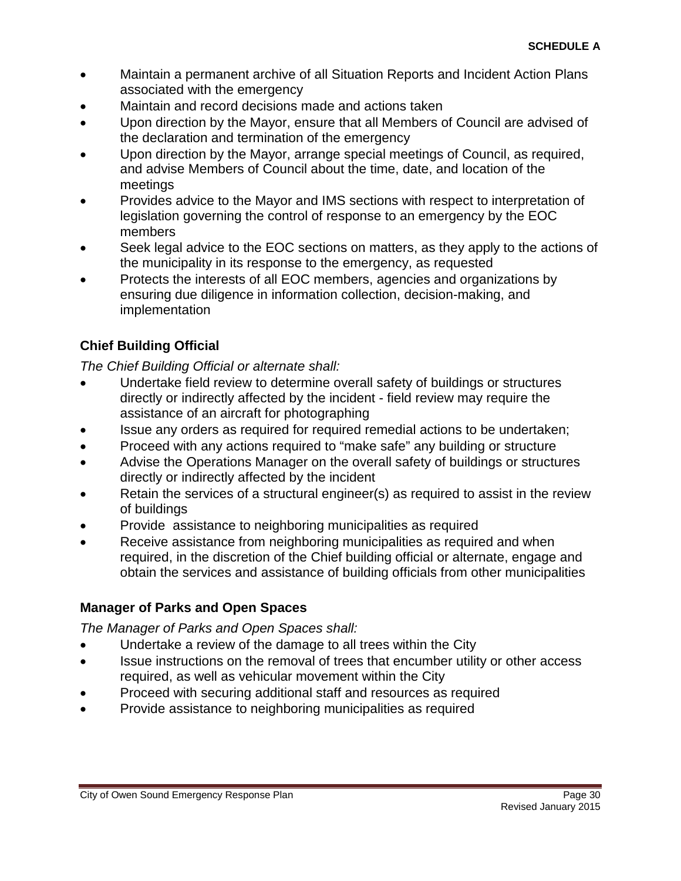- Maintain a permanent archive of all Situation Reports and Incident Action Plans associated with the emergency
- Maintain and record decisions made and actions taken
- Upon direction by the Mayor, ensure that all Members of Council are advised of the declaration and termination of the emergency
- Upon direction by the Mayor, arrange special meetings of Council, as required, and advise Members of Council about the time, date, and location of the meetings
- Provides advice to the Mayor and IMS sections with respect to interpretation of legislation governing the control of response to an emergency by the EOC members
- Seek legal advice to the EOC sections on matters, as they apply to the actions of the municipality in its response to the emergency, as requested
- Protects the interests of all EOC members, agencies and organizations by ensuring due diligence in information collection, decision-making, and implementation

### Chief Building Official

*The Chief Building Official or alternate shall:*

- Undertake field review to determine overall safety of buildings or structures directly or indirectly affected by the incident - field review may require the assistance of an aircraft for photographing
- Issue any orders as required for required remedial actions to be undertaken;
- Proceed with any actions required to "make safe" any building or structure
- Advise the Operations Manager on the overall safety of buildings or structures directly or indirectly affected by the incident
- Retain the services of a structural engineer(s) as required to assist in the review of buildings
- Provide assistance to neighboring municipalities as required
- Receive assistance from neighboring municipalities as required and when required, in the discretion of the Chief building official or alternate, engage and obtain the services and assistance of building officials from other municipalities

### Manager of Parks and Open Spaces

*The Manager of Parks and Open Spaces shall:*

- Undertake a review of the damage to all trees within the City
- Issue instructions on the removal of trees that encumber utility or other access required, as well as vehicular movement within the City
- Proceed with securing additional staff and resources as required
- Provide assistance to neighboring municipalities as required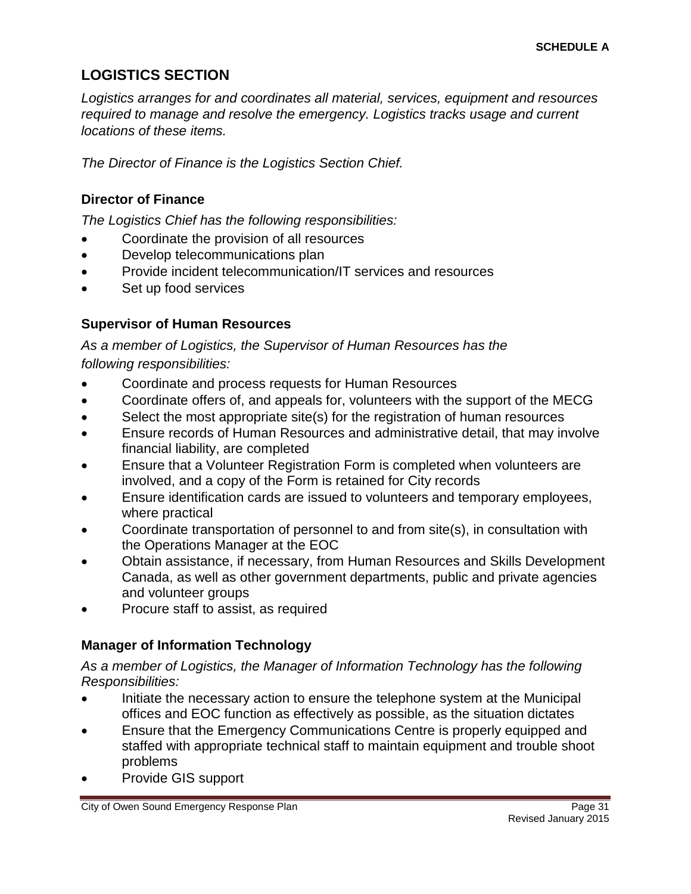## LOGISTICS SECTION

*Logistics arranges for and coordinates all material, services, equipment and resources required to manage and resolve the emergency. Logistics tracks usage and current locations of these items.*

*The Director of Finance is the Logistics Section Chief.*

### Director of Finance

*The Logistics Chief has the following responsibilities:*

- Coordinate the provision of all resources
- Develop telecommunications plan
- Provide incident telecommunication/IT services and resources
- Set up food services

### Supervisor of Human Resources

*As a member of Logistics, the Supervisor of Human Resources has the following responsibilities:*

- Coordinate and process requests for Human Resources
- Coordinate offers of, and appeals for, volunteers with the support of the MECG
- Select the most appropriate site(s) for the registration of human resources
- Ensure records of Human Resources and administrative detail, that may involve financial liability, are completed
- Ensure that a Volunteer Registration Form is completed when volunteers are involved, and a copy of the Form is retained for City records
- Ensure identification cards are issued to volunteers and temporary employees, where practical
- Coordinate transportation of personnel to and from site(s), in consultation with the Operations Manager at the EOC
- Obtain assistance, if necessary, from Human Resources and Skills Development Canada, as well as other government departments, public and private agencies and volunteer groups
- Procure staff to assist, as required

### Manager of Information Technology

*As a member of Logistics, the Manager of Information Technology has the following Responsibilities:*

- Initiate the necessary action to ensure the telephone system at the Municipal offices and EOC function as effectively as possible, as the situation dictates
- Ensure that the Emergency Communications Centre is properly equipped and staffed with appropriate technical staff to maintain equipment and trouble shoot problems
- Provide GIS support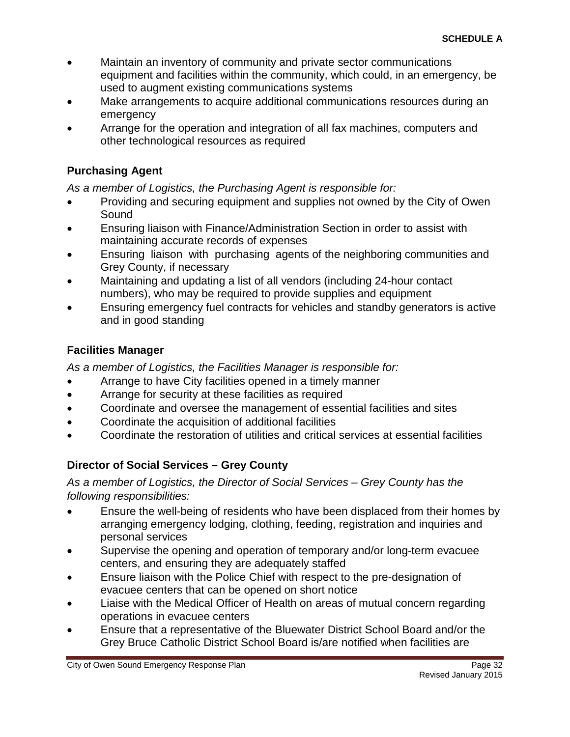- Maintain an inventory of community and private sector communications equipment and facilities within the community, which could, in an emergency, be used to augment existing communications systems
- Make arrangements to acquire additional communications resources during an emergency
- Arrange for the operation and integration of all fax machines, computers and other technological resources as required

### Purchasing Agent

*As a member of Logistics, the Purchasing Agent is responsible for:*

- Providing and securing equipment and supplies not owned by the City of Owen Sound
- Ensuring liaison with Finance/Administration Section in order to assist with maintaining accurate records of expenses
- Ensuring liaison with purchasing agents of the neighboring communities and Grey County, if necessary
- Maintaining and updating a list of all vendors (including 24-hour contact numbers), who may be required to provide supplies and equipment
- Ensuring emergency fuel contracts for vehicles and standby generators is active and in good standing

### Facilities Manager

*As a member of Logistics, the Facilities Manager is responsible for:*

- Arrange to have City facilities opened in a timely manner
- Arrange for security at these facilities as required
- Coordinate and oversee the management of essential facilities and sites
- Coordinate the acquisition of additional facilities
- Coordinate the restoration of utilities and critical services at essential facilities

### Director of Social Services – Grey County

*As a member of Logistics, the Director of Social Services – Grey County has the following responsibilities:*

- Ensure the well-being of residents who have been displaced from their homes by arranging emergency lodging, clothing, feeding, registration and inquiries and personal services
- Supervise the opening and operation of temporary and/or long-term evacuee centers, and ensuring they are adequately staffed
- Ensure liaison with the Police Chief with respect to the pre-designation of evacuee centers that can be opened on short notice
- Liaise with the Medical Officer of Health on areas of mutual concern regarding operations in evacuee centers
- Ensure that a representative of the Bluewater District School Board and/or the Grey Bruce Catholic District School Board is/are notified when facilities are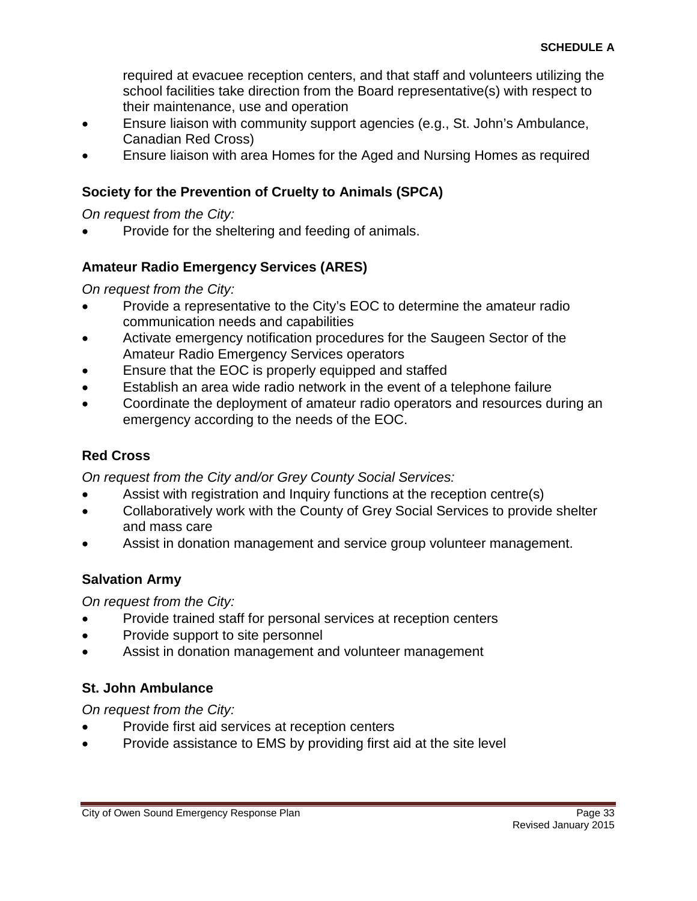required at evacuee reception centers, and that staff and volunteers utilizing the school facilities take direction from the Board representative(s) with respect to their maintenance, use and operation

- Ensure liaison with community support agencies (e.g., St. John's Ambulance, Canadian Red Cross)
- Ensure liaison with area Homes for the Aged and Nursing Homes as required

### Society for the Prevention of Cruelty to Animals (SPCA)

*On request from the City:*

- Provide for the sheltering and feeding of animals.

### Amateur Radio Emergency Services (ARES)

*On request from the City:*

- Provide a representative to the City's EOC to determine the amateur radio communication needs and capabilities
- Activate emergency notification procedures for the Saugeen Sector of the Amateur Radio Emergency Services operators
- Ensure that the EOC is properly equipped and staffed
- Establish an area wide radio network in the event of a telephone failure
- Coordinate the deployment of amateur radio operators and resources during an emergency according to the needs of the EOC.

### Red Cross

*On request from the City and/or Grey County Social Services:*

- Assist with registration and Inquiry functions at the reception centre(s)
- Collaboratively work with the County of Grey Social Services to provide shelter and mass care
- Assist in donation management and service group volunteer management.

### Salvation Army

*On request from the City:*

- Provide trained staff for personal services at reception centers
- Provide support to site personnel
- Assist in donation management and volunteer management

### St. John Ambulance

*On request from the City:*

- Provide first aid services at reception centers
- Provide assistance to EMS by providing first aid at the site level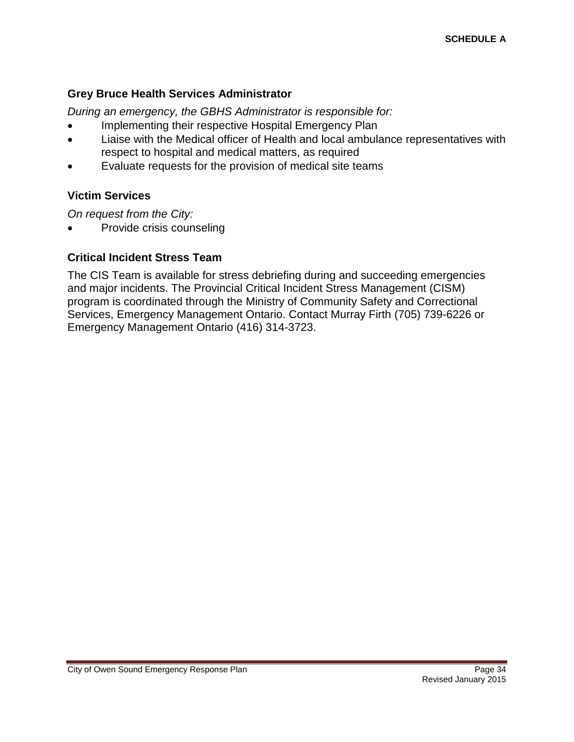### Grey Bruce Health Services Administrator

*During an emergency, the GBHS Administrator is responsible for:*

- Implementing their respective Hospital Emergency Plan
- Liaise with the Medical officer of Health and local ambulance representatives with respect to hospital and medical matters, as required
- Evaluate requests for the provision of medical site teams

### Victim Services

*On request from the City:*

- Provide crisis counseling

### Critical Incident Stress Team

The CIS Team is available for stress debriefing during and succeeding emergencies and major incidents. The Provincial Critical Incident Stress Management (CISM) program is coordinated through the Ministry of Community Safety and Correctional Services, Emergency Management Ontario. Contact Murray Firth (705) 739-6226 or Emergency Management Ontario (416) 314-3723.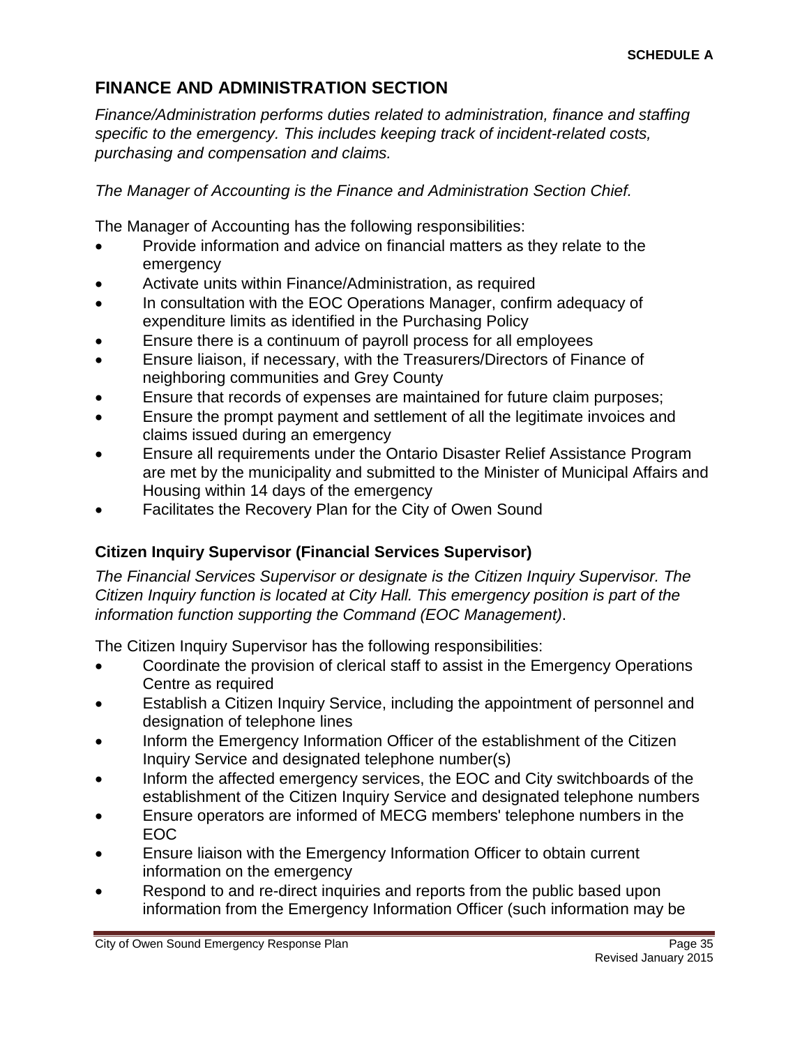**SCHEDULE A**

## FINANCE AND ADMINISTRATION SECTION

*Finance/Administration performs duties related to administration, finance and staffing specific to the emergency. This includes keeping track of incident-related costs, purchasing and compensation and claims.*

*The Manager of Accounting is the Finance and Administration Section Chief.*

The Manager of Accounting has the following responsibilities:

- Provide information and advice on financial matters as they relate to the emergency
- Activate units within Finance/Administration, as required
- In consultation with the EOC Operations Manager, confirm adequacy of expenditure limits as identified in the Purchasing Policy
- Ensure there is a continuum of payroll process for all employees
- Ensure liaison, if necessary, with the Treasurers/Directors of Finance of neighboring communities and Grey County
- Ensure that records of expenses are maintained for future claim purposes;
- Ensure the prompt payment and settlement of all the legitimate invoices and claims issued during an emergency
- Ensure all requirements under the Ontario Disaster Relief Assistance Program are met by the municipality and submitted to the Minister of Municipal Affairs and Housing within 14 days of the emergency
- Facilitates the Recovery Plan for the City of Owen Sound

### Citizen Inquiry Supervisor (Financial Services Supervisor)

*The Financial Services Supervisor or designate is the Citizen Inquiry Supervisor. The Citizen Inquiry function is located at City Hall. This emergency position is part of the information function supporting the Command (EOC Management)*.

The Citizen Inquiry Supervisor has the following responsibilities:

- Coordinate the provision of clerical staff to assist in the Emergency Operations Centre as required
- Establish a Citizen Inquiry Service, including the appointment of personnel and designation of telephone lines
- Inform the Emergency Information Officer of the establishment of the Citizen Inquiry Service and designated telephone number(s)
- Inform the affected emergency services, the EOC and City switchboards of the establishment of the Citizen Inquiry Service and designated telephone numbers
- Ensure operators are informed of MECG members' telephone numbers in the EOC
- Ensure liaison with the Emergency Information Officer to obtain current information on the emergency
- Respond to and re-direct inquiries and reports from the public based upon information from the Emergency Information Officer (such information may be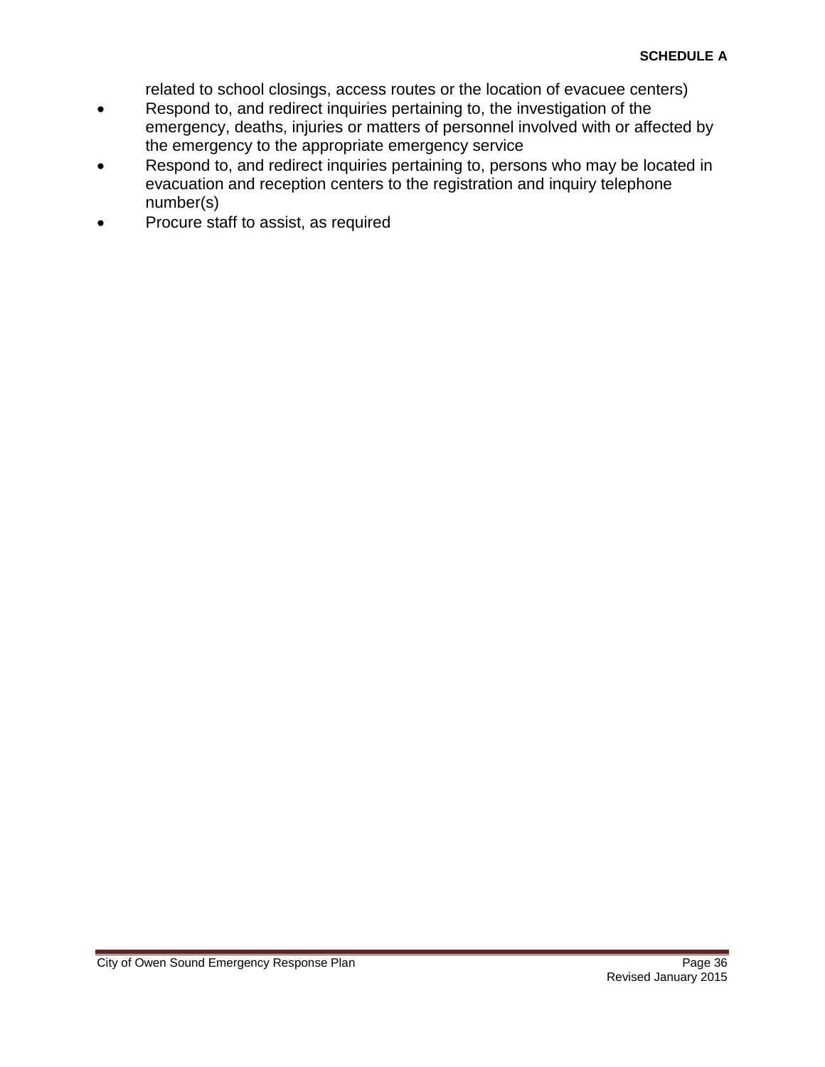related to school closings, access routes or the location of evacuee centers)

- Respond to, and redirect inquiries pertaining to, the investigation of the emergency, deaths, injuries or matters of personnel involved with or affected by the emergency to the appropriate emergency service
- Respond to, and redirect inquiries pertaining to, persons who may be located in evacuation and reception centers to the registration and inquiry telephone number(s)
- Procure staff to assist, as required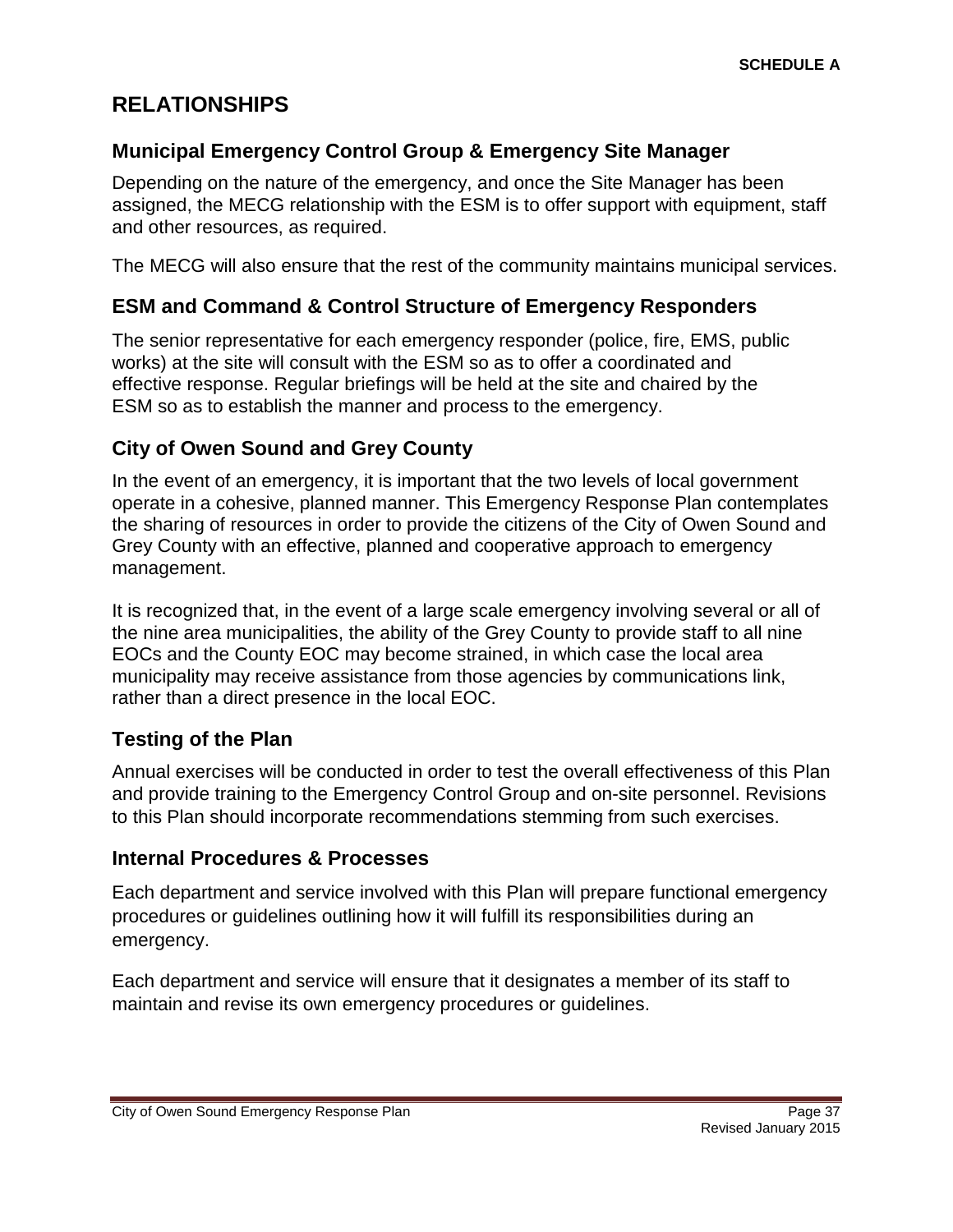SCHEDULE A

# RELATIONSHIPS

## Municipal Emergency Control Group & Emergency Site Manager

Depending on the nature of the emergency, and once the Site Manager has been assigned, the MECG relationship with the ESM is to offer support with equipment, staff and other resources, as required.

The MECG will also ensure that the rest of the community maintains municipal services.

## ESM and Command & Control Structure of Emergency Responders

The senior representative for each emergency responder (police, fire, EMS, public works) at the site will consult with the ESM so as to offer a coordinated and effective response. Regular briefings will be held at the site and chaired by the ESM so as to establish the manner and process to the emergency.

## City of Owen Sound and Grey County

In the event of an emergency, it is important that the two levels of local government operate in a cohesive, planned manner. This Emergency Response Plan contemplates the sharing of resources in order to provide the citizens of the City of Owen Sound and Grey County with an effective, planned and cooperative approach to emergency management.

It is recognized that, in the event of a large scale emergency involving several or all of the nine area municipalities, the ability of the Grey County to provide staff to all nine EOCs and the County EOC may become strained, in which case the local area municipality may receive assistance from those agencies by communications link, rather than a direct presence in the local EOC.

## Testing of the Plan

Annual exercises will be conducted in order to test the overall effectiveness of this Plan and provide training to the Emergency Control Group and on-site personnel. Revisions to this Plan should incorporate recommendations stemming from such exercises.

## Internal Procedures & Processes

Each department and service involved with this Plan will prepare functional emergency procedures or guidelines outlining how it will fulfill its responsibilities during an emergency.

Each department and service will ensure that it designates a member of its staff to maintain and revise its own emergency procedures or guidelines.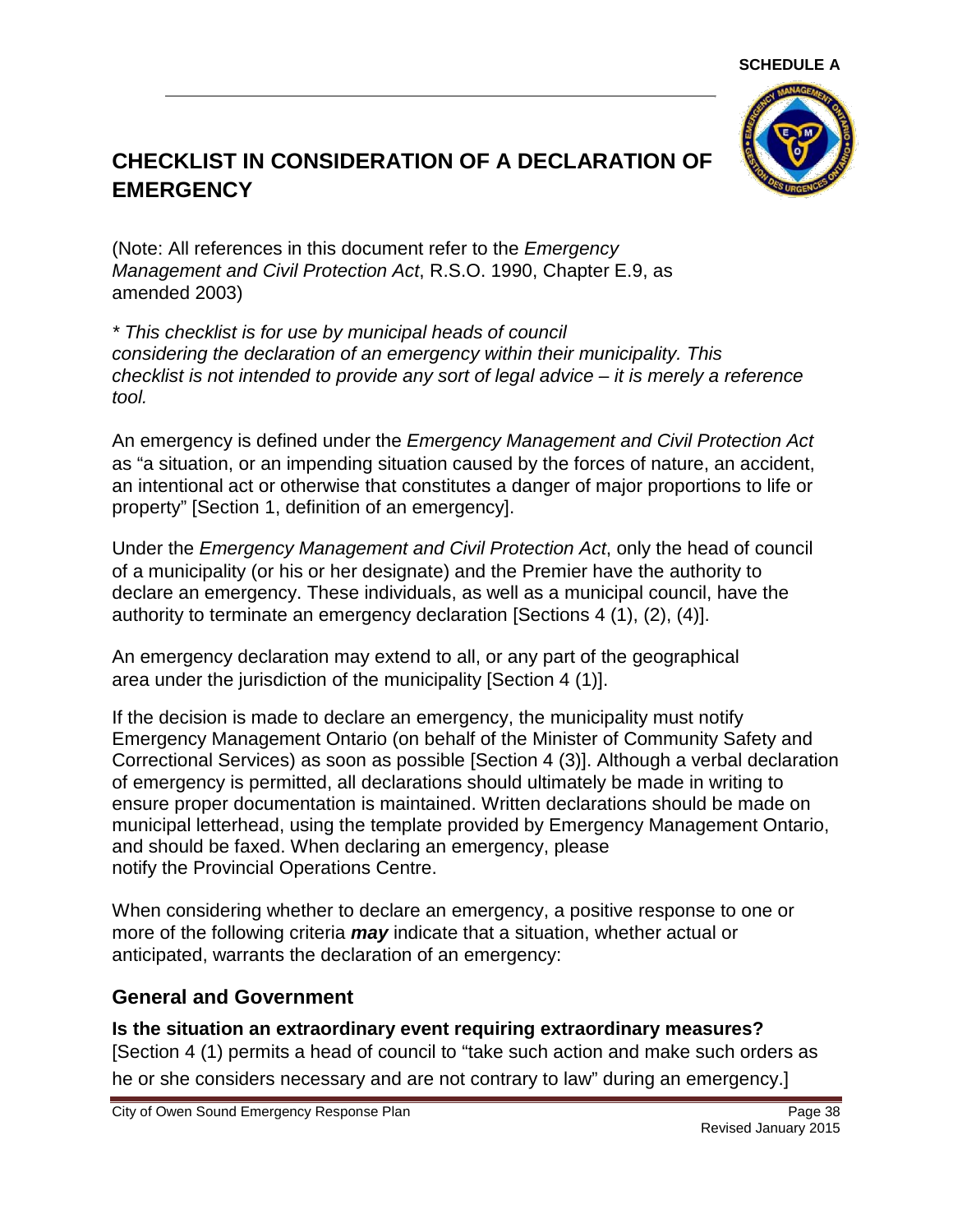SCHEDULE A

# CHECKLIST IN CONSIDERATION OF A DECLARATION OF EMERGENCY

(Note: All references in this document refer to the *Emergency Management and Civil Protection Act*, R.S.O. 1990, Chapter E.9, as amended 2003)

*\* This checklist is for use by municipal heads of council considering the declaration of an emergency within their municipality. This checklist is not intended to provide any sort of legal advice – it is merely a reference tool.*

An emergency is defined under the *Emergency Management and Civil Protection Act* as "a situation, or an impending situation caused by the forces of nature, an accident, an intentional act or otherwise that constitutes a danger of major proportions to life or property" [Section 1, definition of an emergency].

Under the *Emergency Management and Civil Protection Act*, only the head of council of a municipality (or his or her designate) and the Premier have the authority to declare an emergency. These individuals, as well as a municipal council, have the authority to terminate an emergency declaration [Sections 4 (1), (2), (4)].

An emergency declaration may extend to all, or any part of the geographical area under the jurisdiction of the municipality [Section 4 (1)].

If the decision is made to declare an emergency, the municipality must notify Emergency Management Ontario (on behalf of the Minister of Community Safety and Correctional Services) as soon as possible [Section 4 (3)]. Although a verbal declaration of emergency is permitted, all declarations should ultimately be made in writing to ensure proper documentation is maintained. Written declarations should be made on municipal letterhead, using the template provided by Emergency Management Ontario, and should be faxed. When declaring an emergency, please notify the Provincial Operations Centre.

When considering whether to declare an emergency, a positive response to one or more of the following criteria ***may*** indicate that a situation, whether actual or anticipated, warrants the declaration of an emergency:

## General and Government

**Is the situation an extraordinary event requiring extraordinary measures?**
[Section 4 (1) permits a head of council to "take such action and make such orders as he or she considers necessary and are not contrary to law" during an emergency.]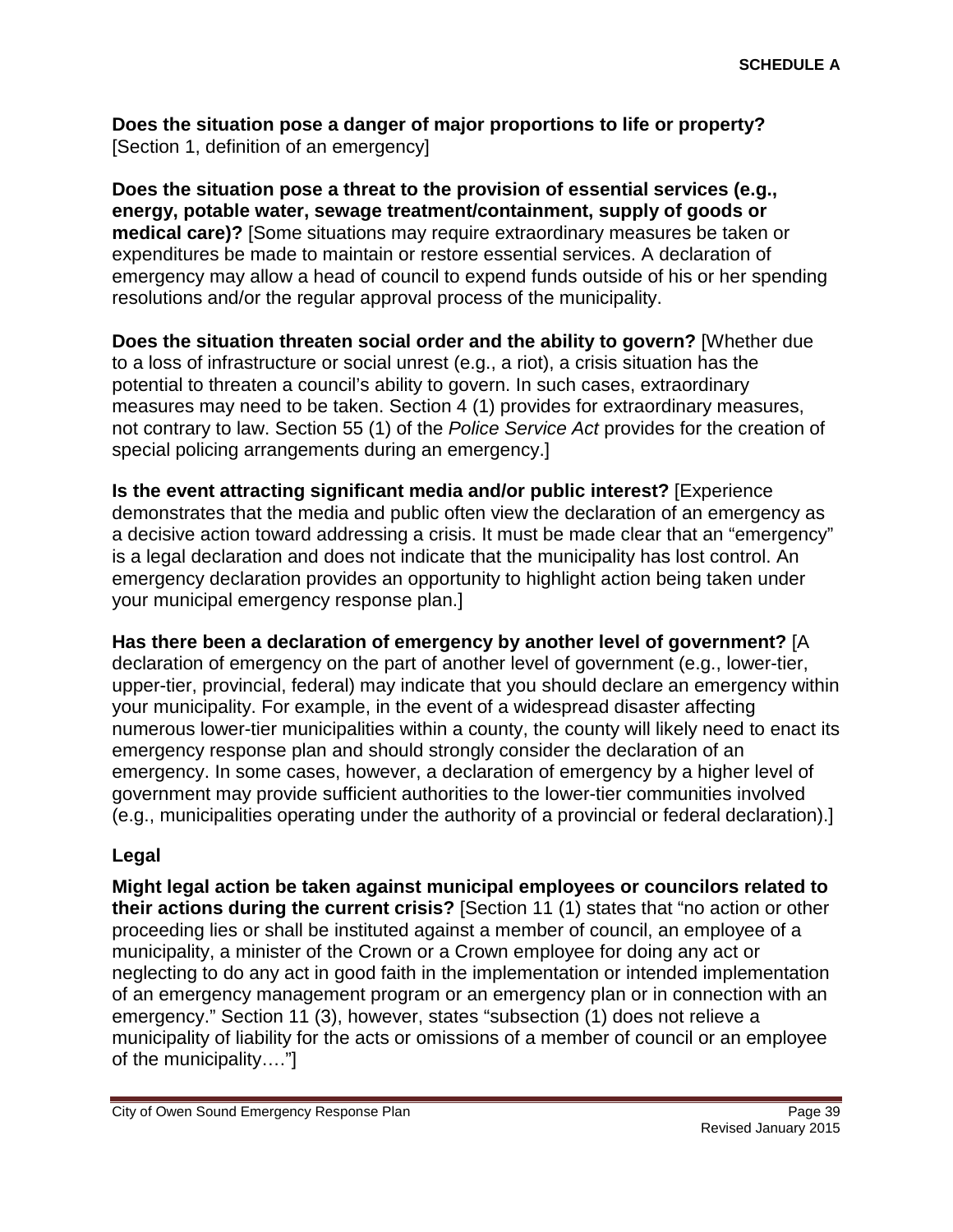**SCHEDULE A**

**Does the situation pose a danger of major proportions to life or property?** [Section 1, definition of an emergency]

**Does the situation pose a threat to the provision of essential services (e.g., energy, potable water, sewage treatment/containment, supply of goods or medical care)?** [Some situations may require extraordinary measures be taken or expenditures be made to maintain or restore essential services. A declaration of emergency may allow a head of council to expend funds outside of his or her spending resolutions and/or the regular approval process of the municipality.

**Does the situation threaten social order and the ability to govern?** [Whether due to a loss of infrastructure or social unrest (e.g., a riot), a crisis situation has the potential to threaten a council's ability to govern. In such cases, extraordinary measures may need to be taken. Section 4 (1) provides for extraordinary measures, not contrary to law. Section 55 (1) of the *Police Service Act* provides for the creation of special policing arrangements during an emergency.]

**Is the event attracting significant media and/or public interest?** [Experience demonstrates that the media and public often view the declaration of an emergency as a decisive action toward addressing a crisis. It must be made clear that an "emergency" is a legal declaration and does not indicate that the municipality has lost control. An emergency declaration provides an opportunity to highlight action being taken under your municipal emergency response plan.]

**Has there been a declaration of emergency by another level of government?** [A declaration of emergency on the part of another level of government (e.g., lower-tier, upper-tier, provincial, federal) may indicate that you should declare an emergency within your municipality. For example, in the event of a widespread disaster affecting numerous lower-tier municipalities within a county, the county will likely need to enact its emergency response plan and should strongly consider the declaration of an emergency. In some cases, however, a declaration of emergency by a higher level of government may provide sufficient authorities to the lower-tier communities involved (e.g., municipalities operating under the authority of a provincial or federal declaration).]

### Legal

**Might legal action be taken against municipal employees or councilors related to their actions during the current crisis?** [Section 11 (1) states that "no action or other proceeding lies or shall be instituted against a member of council, an employee of a municipality, a minister of the Crown or a Crown employee for doing any act or neglecting to do any act in good faith in the implementation or intended implementation of an emergency management program or an emergency plan or in connection with an emergency." Section 11 (3), however, states "subsection (1) does not relieve a municipality of liability for the acts or omissions of a member of council or an employee of the municipality…."]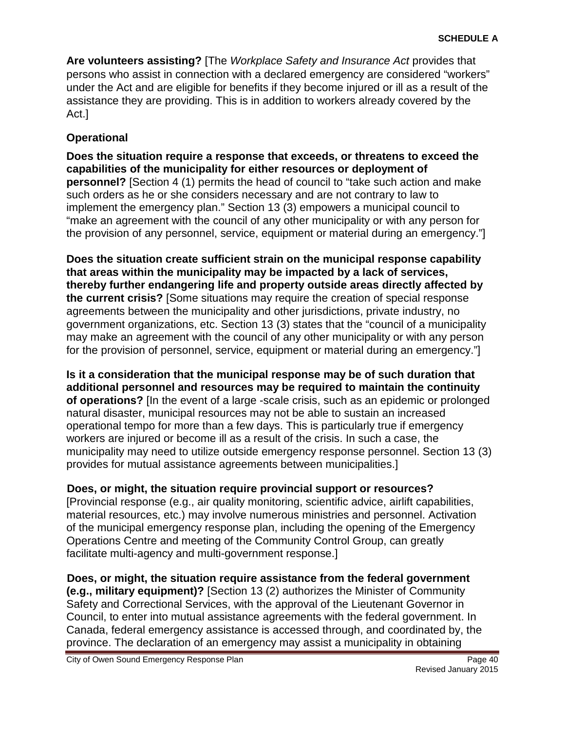**Are volunteers assisting?** [The *Workplace Safety and Insurance Act* provides that persons who assist in connection with a declared emergency are considered "workers" under the Act and are eligible for benefits if they become injured or ill as a result of the assistance they are providing. This is in addition to workers already covered by the Act.]

### Operational

**Does the situation require a response that exceeds, or threatens to exceed the capabilities of the municipality for either resources or deployment of personnel?** [Section 4 (1) permits the head of council to "take such action and make such orders as he or she considers necessary and are not contrary to law to implement the emergency plan." Section 13 (3) empowers a municipal council to "make an agreement with the council of any other municipality or with any person for the provision of any personnel, service, equipment or material during an emergency."]

**Does the situation create sufficient strain on the municipal response capability that areas within the municipality may be impacted by a lack of services, thereby further endangering life and property outside areas directly affected by the current crisis?** [Some situations may require the creation of special response agreements between the municipality and other jurisdictions, private industry, no government organizations, etc. Section 13 (3) states that the "council of a municipality may make an agreement with the council of any other municipality or with any person for the provision of personnel, service, equipment or material during an emergency."]

**Is it a consideration that the municipal response may be of such duration that additional personnel and resources may be required to maintain the continuity of operations?** [In the event of a large -scale crisis, such as an epidemic or prolonged natural disaster, municipal resources may not be able to sustain an increased operational tempo for more than a few days. This is particularly true if emergency workers are injured or become ill as a result of the crisis. In such a case, the municipality may need to utilize outside emergency response personnel. Section 13 (3) provides for mutual assistance agreements between municipalities.]

**Does, or might, the situation require provincial support or resources?** [Provincial response (e.g., air quality monitoring, scientific advice, airlift capabilities, material resources, etc.) may involve numerous ministries and personnel. Activation of the municipal emergency response plan, including the opening of the Emergency Operations Centre and meeting of the Community Control Group, can greatly facilitate multi-agency and multi-government response.]

**Does, or might, the situation require assistance from the federal government (e.g., military equipment)?** [Section 13 (2) authorizes the Minister of Community Safety and Correctional Services, with the approval of the Lieutenant Governor in Council, to enter into mutual assistance agreements with the federal government. In Canada, federal emergency assistance is accessed through, and coordinated by, the province. The declaration of an emergency may assist a municipality in obtaining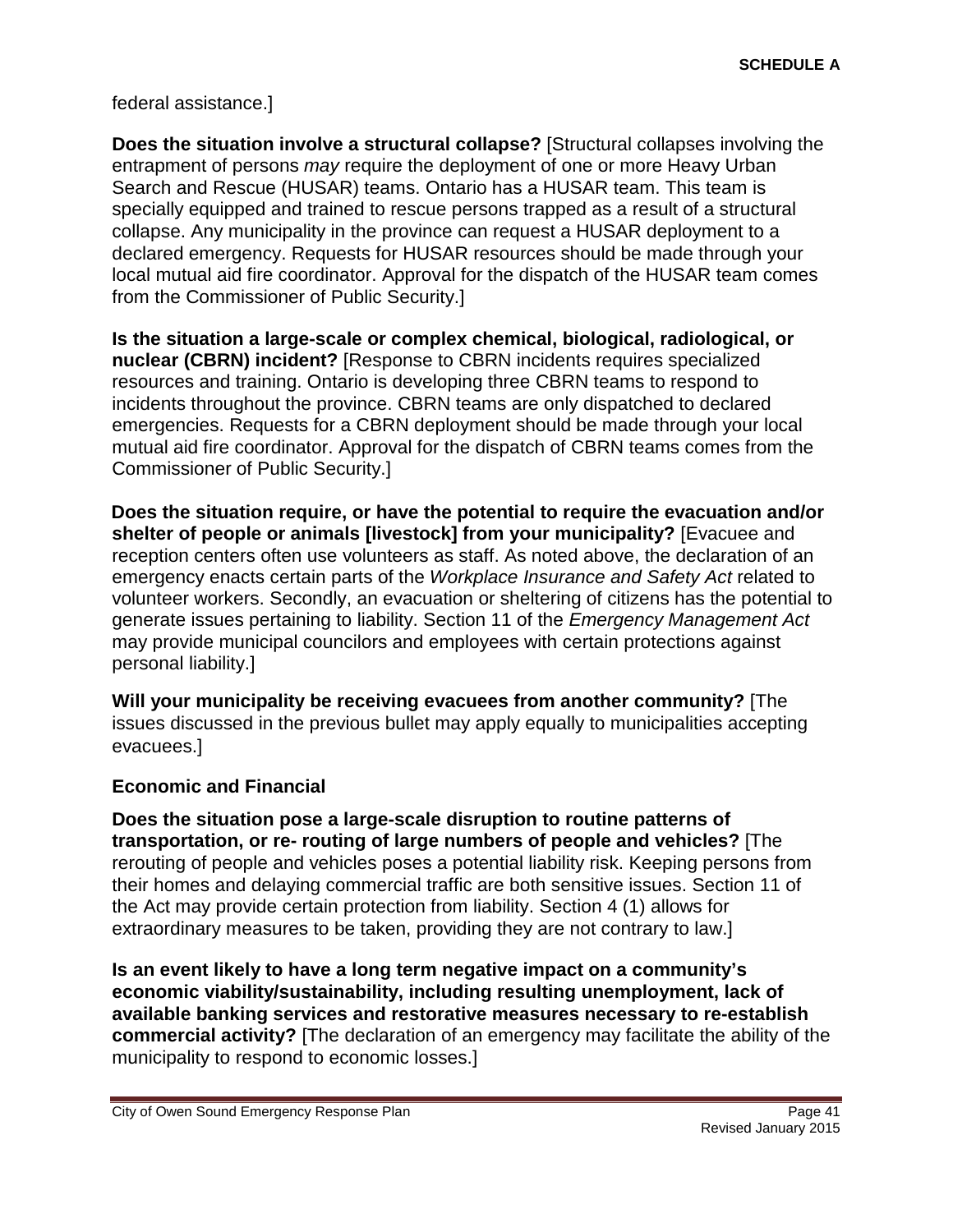federal assistance.]

**Does the situation involve a structural collapse?** [Structural collapses involving the entrapment of persons *may* require the deployment of one or more Heavy Urban Search and Rescue (HUSAR) teams. Ontario has a HUSAR team. This team is specially equipped and trained to rescue persons trapped as a result of a structural collapse. Any municipality in the province can request a HUSAR deployment to a declared emergency. Requests for HUSAR resources should be made through your local mutual aid fire coordinator. Approval for the dispatch of the HUSAR team comes from the Commissioner of Public Security.]

**Is the situation a large-scale or complex chemical, biological, radiological, or nuclear (CBRN) incident?** [Response to CBRN incidents requires specialized resources and training. Ontario is developing three CBRN teams to respond to incidents throughout the province. CBRN teams are only dispatched to declared emergencies. Requests for a CBRN deployment should be made through your local mutual aid fire coordinator. Approval for the dispatch of CBRN teams comes from the Commissioner of Public Security.]

**Does the situation require, or have the potential to require the evacuation and/or shelter of people or animals [livestock] from your municipality?** [Evacuee and reception centers often use volunteers as staff. As noted above, the declaration of an emergency enacts certain parts of the *Workplace Insurance and Safety Act* related to volunteer workers. Secondly, an evacuation or sheltering of citizens has the potential to generate issues pertaining to liability. Section 11 of the *Emergency Management Act* may provide municipal councilors and employees with certain protections against personal liability.]

**Will your municipality be receiving evacuees from another community?** [The issues discussed in the previous bullet may apply equally to municipalities accepting evacuees.]

**Economic and Financial**

**Does the situation pose a large-scale disruption to routine patterns of transportation, or re- routing of large numbers of people and vehicles?** [The rerouting of people and vehicles poses a potential liability risk. Keeping persons from their homes and delaying commercial traffic are both sensitive issues. Section 11 of the Act may provide certain protection from liability. Section 4 (1) allows for extraordinary measures to be taken, providing they are not contrary to law.]

**Is an event likely to have a long term negative impact on a community's economic viability/sustainability, including resulting unemployment, lack of available banking services and restorative measures necessary to re-establish commercial activity?** [The declaration of an emergency may facilitate the ability of the municipality to respond to economic losses.]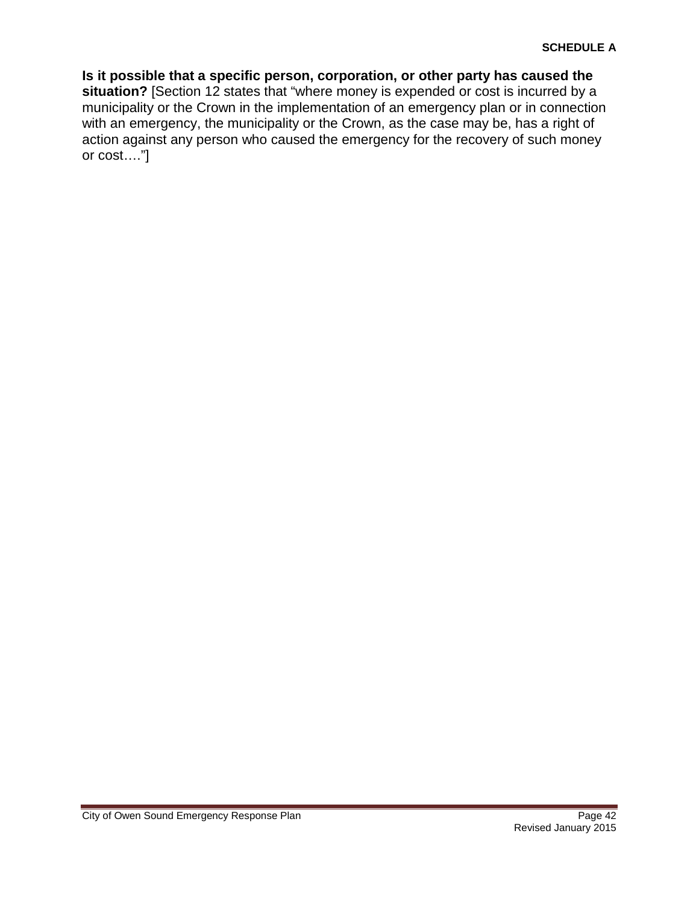**Is it possible that a specific person, corporation, or other party has caused the situation?** [Section 12 states that "where money is expended or cost is incurred by a municipality or the Crown in the implementation of an emergency plan or in connection with an emergency, the municipality or the Crown, as the case may be, has a right of action against any person who caused the emergency for the recovery of such money or cost…."]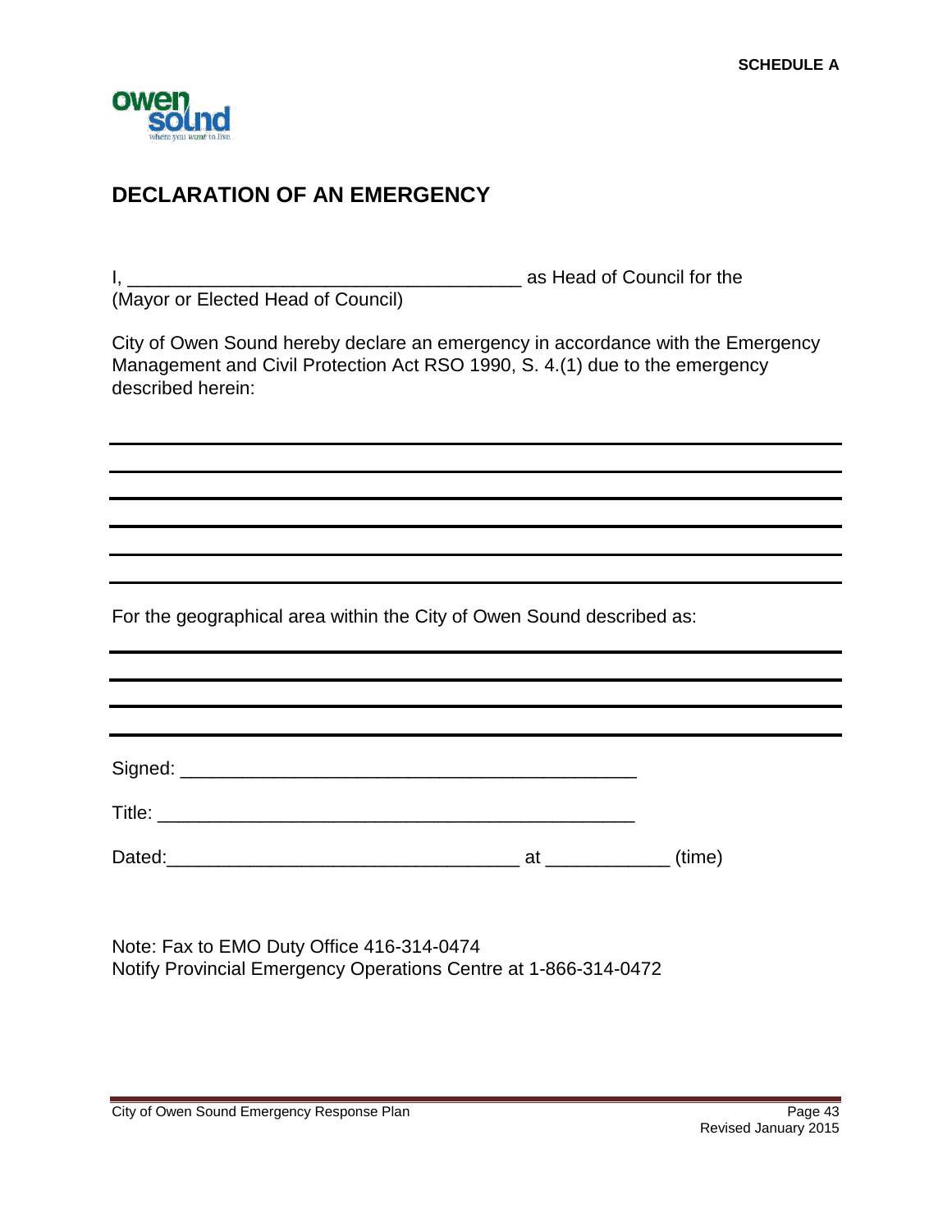SCHEDULE A

## DECLARATION OF AN EMERGENCY

I, ______________________________________ as Head of Council for the
(Mayor or Elected Head of Council)

City of Owen Sound hereby declare an emergency in accordance with the Emergency Management and Civil Protection Act RSO 1990, S. 4.(1) due to the emergency described herein:

______________________________________________________________________

______________________________________________________________________

______________________________________________________________________

______________________________________________________________________

______________________________________________________________________

______________________________________________________________________

For the geographical area within the City of Owen Sound described as:

______________________________________________________________________

______________________________________________________________________

______________________________________________________________________

______________________________________________________________________

Signed: ___________________________________________

Title: _____________________________________________

Dated:_________________________________ at ___________ (time)

Note: Fax to EMO Duty Office 416-314-0474
Notify Provincial Emergency Operations Centre at 1-866-314-0472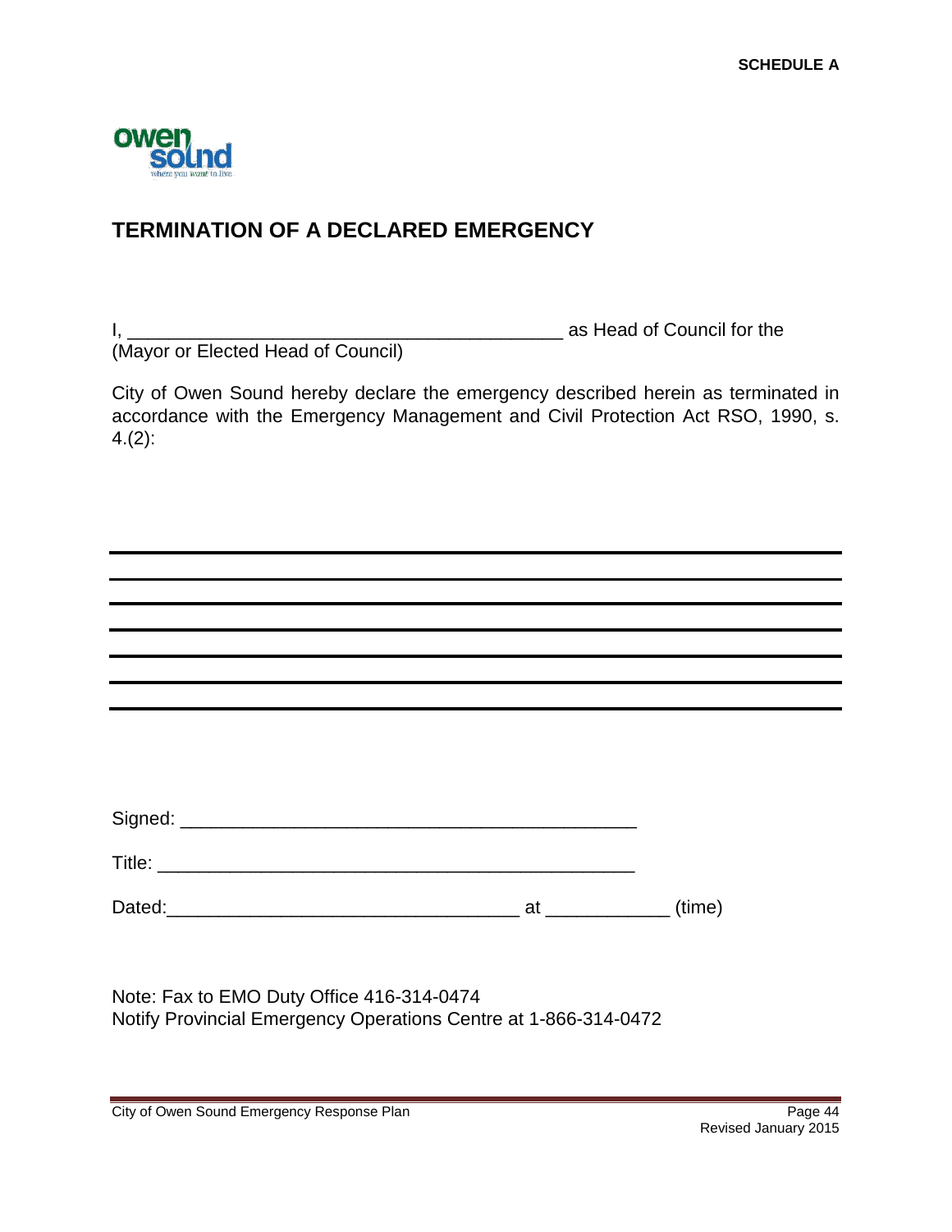**SCHEDULE A**

# TERMINATION OF A DECLARED EMERGENCY

I, ___________________________________________ as Head of Council for the
(Mayor or Elected Head of Council)

City of Owen Sound hereby declare the emergency described herein as terminated in accordance with the Emergency Management and Civil Protection Act RSO, 1990, s. 4.(2):

______________________________________________________________________

______________________________________________________________________

______________________________________________________________________

______________________________________________________________________

______________________________________________________________________

______________________________________________________________________

______________________________________________________________________

Signed: ____________________________________________

Title: ______________________________________________

Dated:__________________________________ at ____________ (time)

Note: Fax to EMO Duty Office 416-314-0474
Notify Provincial Emergency Operations Centre at 1-866-314-0472